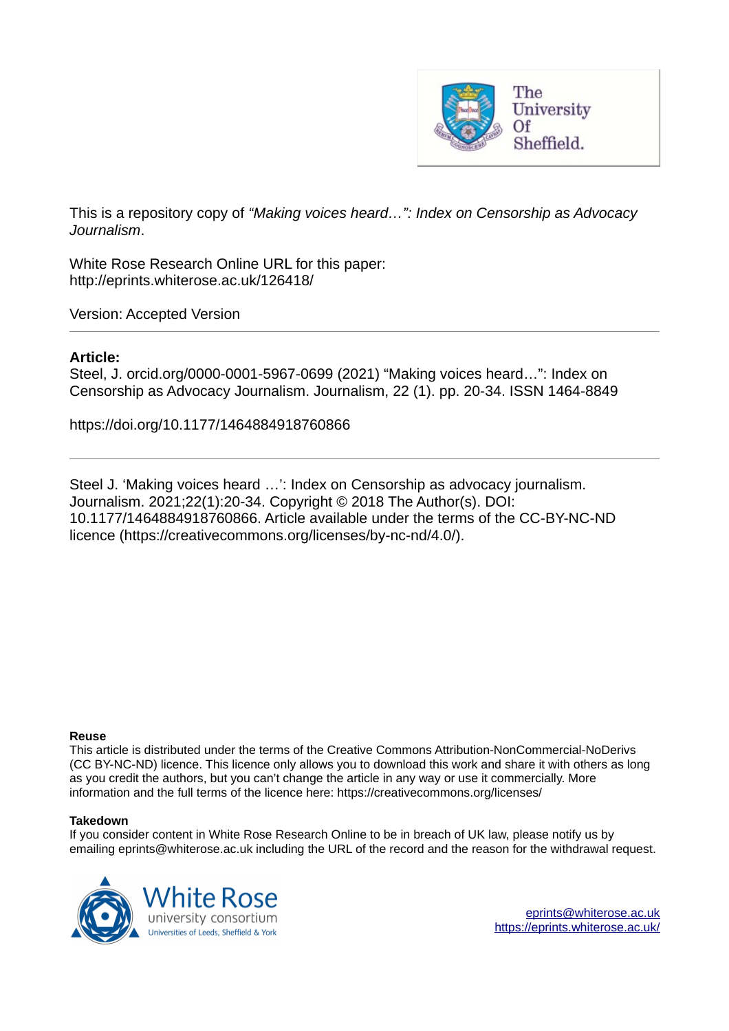This is a repository copy of *"Making voices heard…": Index on Censorship as Advocacy Journalism*.

White Rose Research Online URL for this paper:
http://eprints.whiterose.ac.uk/126418/

Version: Accepted Version

---

**Article:**

Steel, J. orcid.org/0000-0001-5967-0699 (2021) "Making voices heard…": Index on Censorship as Advocacy Journalism. Journalism, 22 (1). pp. 20-34. ISSN 1464-8849

https://doi.org/10.1177/1464884918760866

---

Steel J. 'Making voices heard …': Index on Censorship as advocacy journalism. Journalism. 2021;22(1):20-34. Copyright © 2018 The Author(s). DOI: 10.1177/1464884918760866. Article available under the terms of the CC-BY-NC-ND licence (https://creativecommons.org/licenses/by-nc-nd/4.0/).

**Reuse**

This article is distributed under the terms of the Creative Commons Attribution-NonCommercial-NoDerivs (CC BY-NC-ND) licence. This licence only allows you to download this work and share it with others as long as you credit the authors, but you can't change the article in any way or use it commercially. More information and the full terms of the licence here: https://creativecommons.org/licenses/

**Takedown**

If you consider content in White Rose Research Online to be in breach of UK law, please notify us by emailing eprints@whiterose.ac.uk including the URL of the record and the reason for the withdrawal request.

eprints@whiterose.ac.uk
https://eprints.whiterose.ac.uk/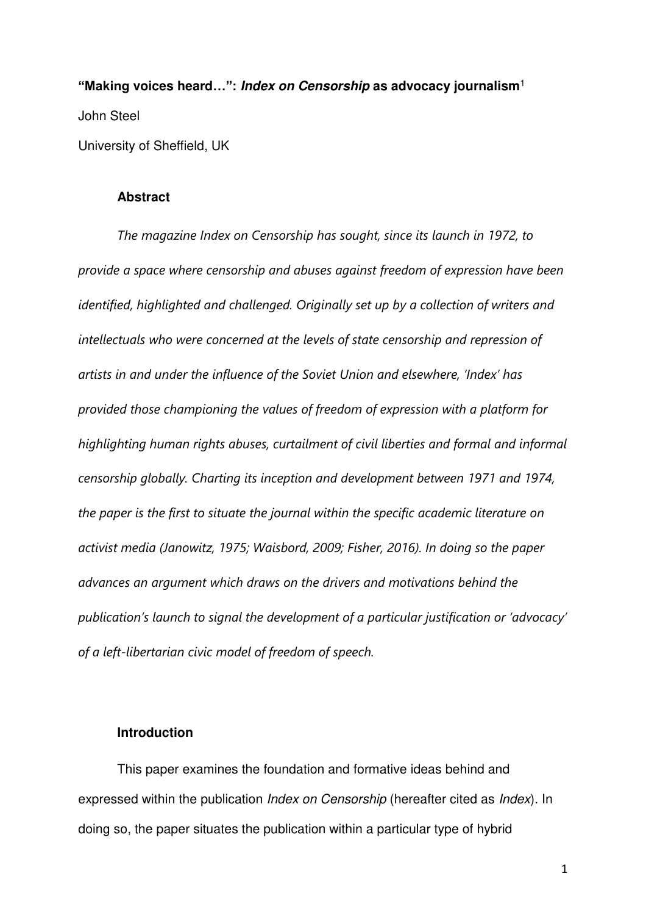**"Making voices heard…": *Index on Censorship* as advocacy journalism**[1]

John Steel

University of Sheffield, UK

## Abstract

*The magazine Index on Censorship has sought, since its launch in 1972, to provide a space where censorship and abuses against freedom of expression have been identified, highlighted and challenged. Originally set up by a collection of writers and intellectuals who were concerned at the levels of state censorship and repression of artists in and under the influence of the Soviet Union and elsewhere, 'Index' has provided those championing the values of freedom of expression with a platform for highlighting human rights abuses, curtailment of civil liberties and formal and informal censorship globally. Charting its inception and development between 1971 and 1974, the paper is the first to situate the journal within the specific academic literature on activist media (Janowitz, 1975; Waisbord, 2009; Fisher, 2016). In doing so the paper advances an argument which draws on the drivers and motivations behind the publication's launch to signal the development of a particular justification or 'advocacy' of a left-libertarian civic model of freedom of speech.*

## Introduction

This paper examines the foundation and formative ideas behind and expressed within the publication *Index on Censorship* (hereafter cited as *Index*). In doing so, the paper situates the publication within a particular type of hybrid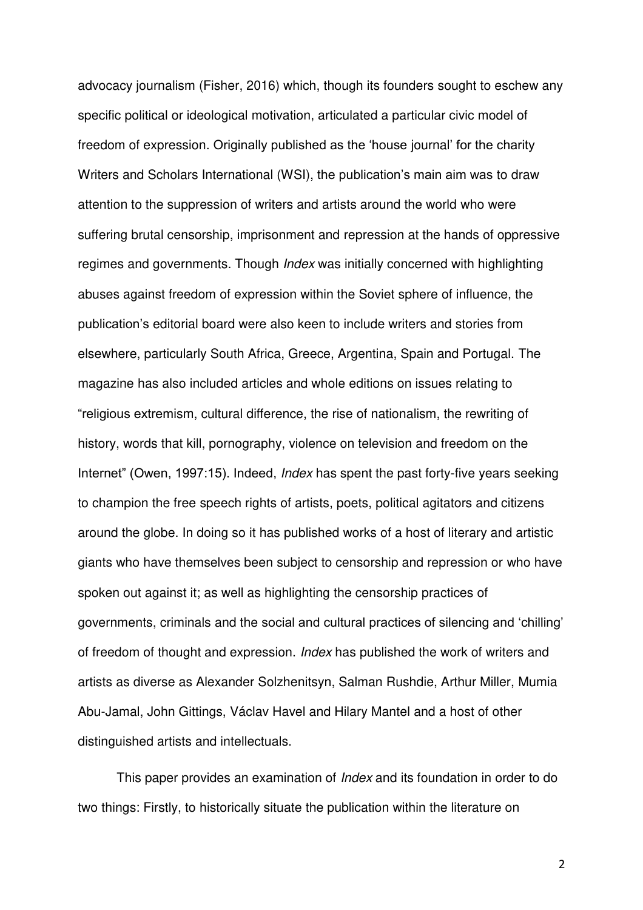advocacy journalism (Fisher, 2016) which, though its founders sought to eschew any specific political or ideological motivation, articulated a particular civic model of freedom of expression. Originally published as the 'house journal' for the charity Writers and Scholars International (WSI), the publication's main aim was to draw attention to the suppression of writers and artists around the world who were suffering brutal censorship, imprisonment and repression at the hands of oppressive regimes and governments. Though *Index* was initially concerned with highlighting abuses against freedom of expression within the Soviet sphere of influence, the publication's editorial board were also keen to include writers and stories from elsewhere, particularly South Africa, Greece, Argentina, Spain and Portugal. The magazine has also included articles and whole editions on issues relating to "religious extremism, cultural difference, the rise of nationalism, the rewriting of history, words that kill, pornography, violence on television and freedom on the Internet" (Owen, 1997:15). Indeed, *Index* has spent the past forty-five years seeking to champion the free speech rights of artists, poets, political agitators and citizens around the globe. In doing so it has published works of a host of literary and artistic giants who have themselves been subject to censorship and repression or who have spoken out against it; as well as highlighting the censorship practices of governments, criminals and the social and cultural practices of silencing and 'chilling' of freedom of thought and expression. *Index* has published the work of writers and artists as diverse as Alexander Solzhenitsyn, Salman Rushdie, Arthur Miller, Mumia Abu-Jamal, John Gittings, Václav Havel and Hilary Mantel and a host of other distinguished artists and intellectuals.

This paper provides an examination of *Index* and its foundation in order to do two things: Firstly, to historically situate the publication within the literature on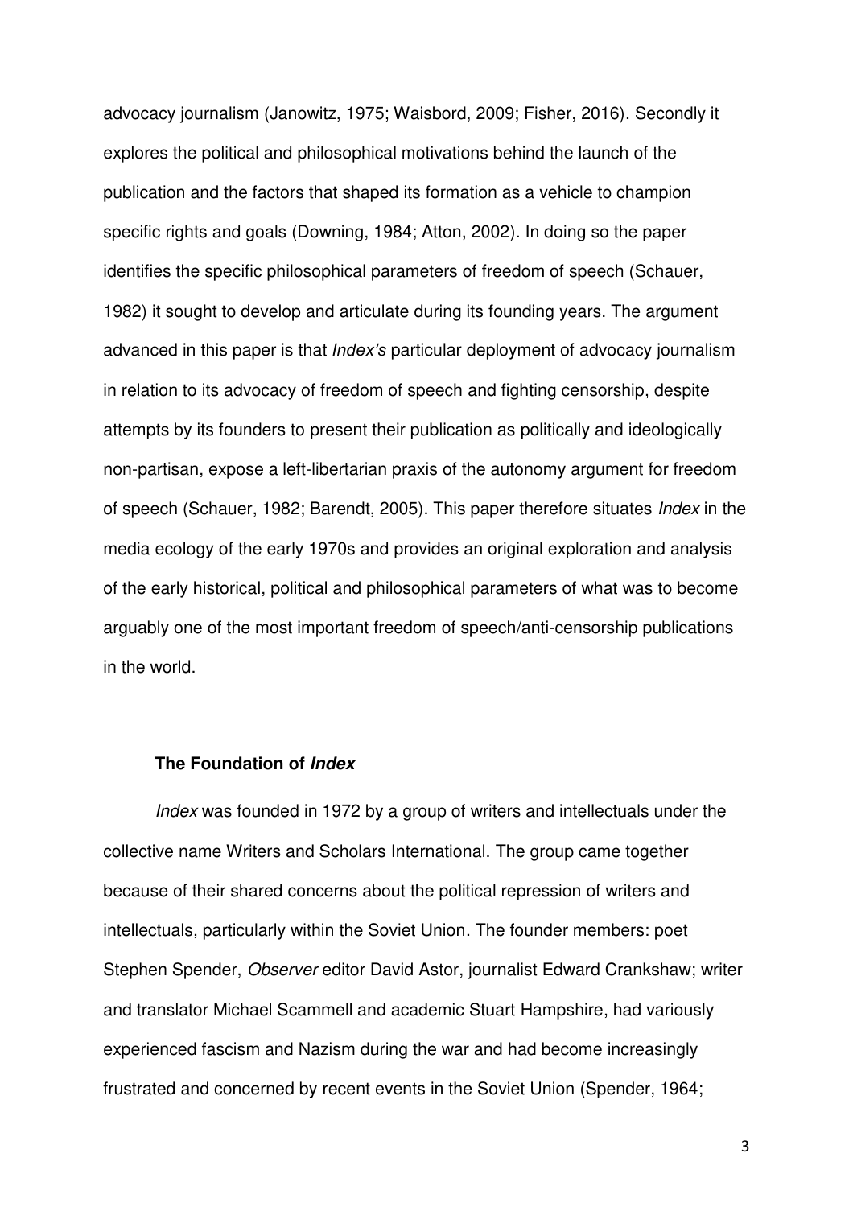advocacy journalism (Janowitz, 1975; Waisbord, 2009; Fisher, 2016). Secondly it explores the political and philosophical motivations behind the launch of the publication and the factors that shaped its formation as a vehicle to champion specific rights and goals (Downing, 1984; Atton, 2002). In doing so the paper identifies the specific philosophical parameters of freedom of speech (Schauer, 1982) it sought to develop and articulate during its founding years. The argument advanced in this paper is that *Index's* particular deployment of advocacy journalism in relation to its advocacy of freedom of speech and fighting censorship, despite attempts by its founders to present their publication as politically and ideologically non-partisan, expose a left-libertarian praxis of the autonomy argument for freedom of speech (Schauer, 1982; Barendt, 2005). This paper therefore situates *Index* in the media ecology of the early 1970s and provides an original exploration and analysis of the early historical, political and philosophical parameters of what was to become arguably one of the most important freedom of speech/anti-censorship publications in the world.

### The Foundation of *Index*

*Index* was founded in 1972 by a group of writers and intellectuals under the collective name Writers and Scholars International. The group came together because of their shared concerns about the political repression of writers and intellectuals, particularly within the Soviet Union. The founder members: poet Stephen Spender, *Observer* editor David Astor, journalist Edward Crankshaw; writer and translator Michael Scammell and academic Stuart Hampshire, had variously experienced fascism and Nazism during the war and had become increasingly frustrated and concerned by recent events in the Soviet Union (Spender, 1964;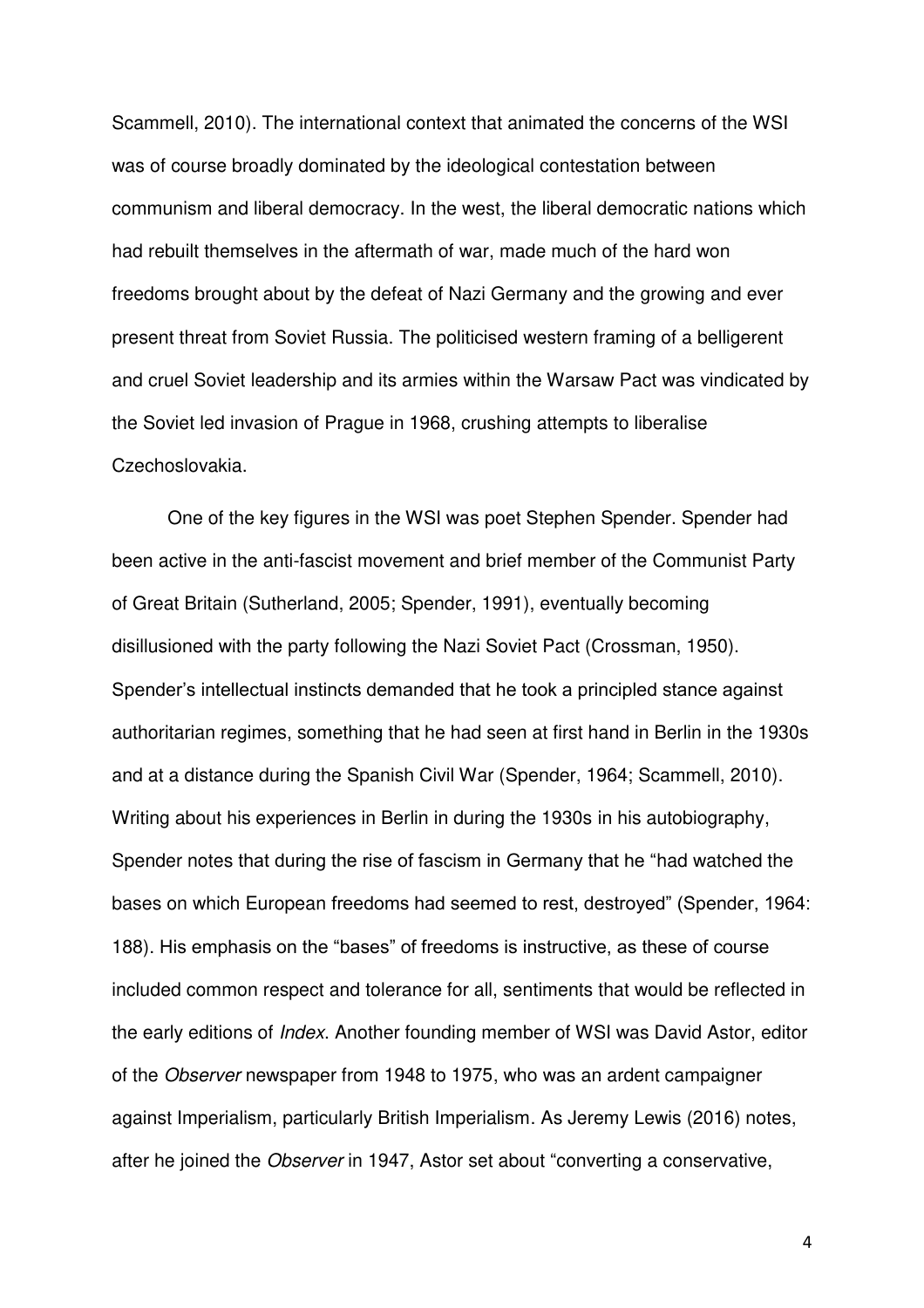Scammell, 2010). The international context that animated the concerns of the WSI was of course broadly dominated by the ideological contestation between communism and liberal democracy. In the west, the liberal democratic nations which had rebuilt themselves in the aftermath of war, made much of the hard won freedoms brought about by the defeat of Nazi Germany and the growing and ever present threat from Soviet Russia. The politicised western framing of a belligerent and cruel Soviet leadership and its armies within the Warsaw Pact was vindicated by the Soviet led invasion of Prague in 1968, crushing attempts to liberalise Czechoslovakia.

One of the key figures in the WSI was poet Stephen Spender. Spender had been active in the anti-fascist movement and brief member of the Communist Party of Great Britain (Sutherland, 2005; Spender, 1991), eventually becoming disillusioned with the party following the Nazi Soviet Pact (Crossman, 1950). Spender's intellectual instincts demanded that he took a principled stance against authoritarian regimes, something that he had seen at first hand in Berlin in the 1930s and at a distance during the Spanish Civil War (Spender, 1964; Scammell, 2010). Writing about his experiences in Berlin in during the 1930s in his autobiography, Spender notes that during the rise of fascism in Germany that he "had watched the bases on which European freedoms had seemed to rest, destroyed" (Spender, 1964: 188). His emphasis on the "bases" of freedoms is instructive, as these of course included common respect and tolerance for all, sentiments that would be reflected in the early editions of *Index*. Another founding member of WSI was David Astor, editor of the *Observer* newspaper from 1948 to 1975, who was an ardent campaigner against Imperialism, particularly British Imperialism. As Jeremy Lewis (2016) notes, after he joined the *Observer* in 1947, Astor set about "converting a conservative,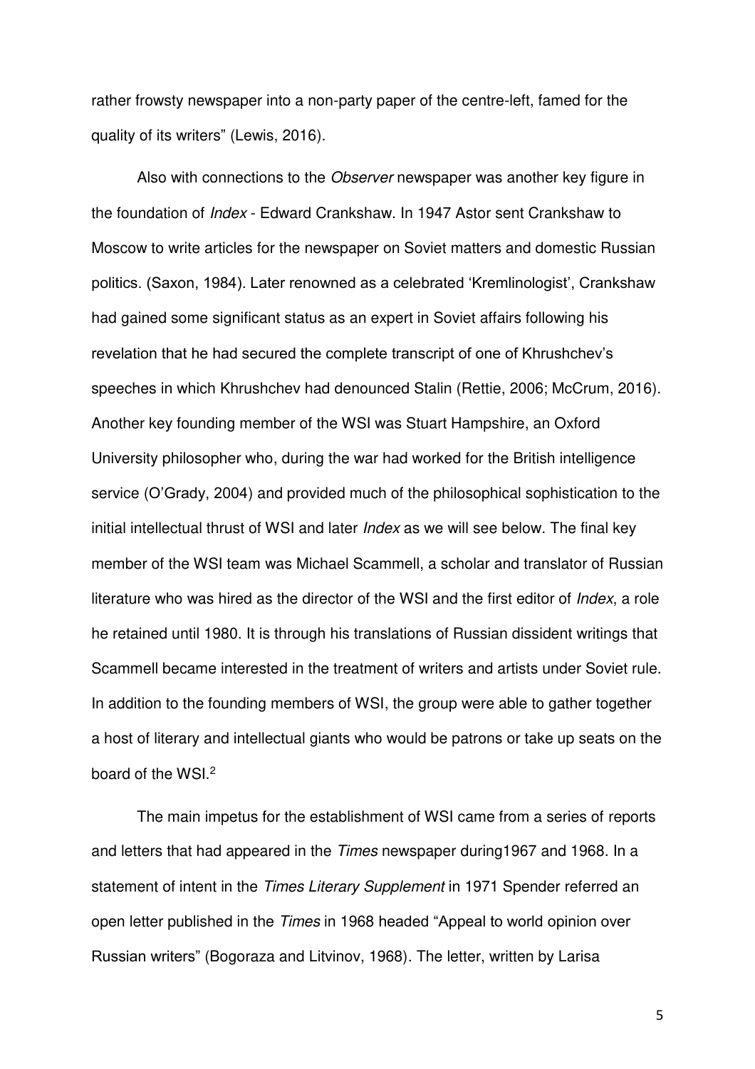rather frowsty newspaper into a non-party paper of the centre-left, famed for the quality of its writers" (Lewis, 2016).

Also with connections to the *Observer* newspaper was another key figure in the foundation of *Index* - Edward Crankshaw. In 1947 Astor sent Crankshaw to Moscow to write articles for the newspaper on Soviet matters and domestic Russian politics. (Saxon, 1984). Later renowned as a celebrated 'Kremlinologist', Crankshaw had gained some significant status as an expert in Soviet affairs following his revelation that he had secured the complete transcript of one of Khrushchev's speeches in which Khrushchev had denounced Stalin (Rettie, 2006; McCrum, 2016). Another key founding member of the WSI was Stuart Hampshire, an Oxford University philosopher who, during the war had worked for the British intelligence service (O'Grady, 2004) and provided much of the philosophical sophistication to the initial intellectual thrust of WSI and later *Index* as we will see below. The final key member of the WSI team was Michael Scammell, a scholar and translator of Russian literature who was hired as the director of the WSI and the first editor of *Index*, a role he retained until 1980. It is through his translations of Russian dissident writings that Scammell became interested in the treatment of writers and artists under Soviet rule. In addition to the founding members of WSI, the group were able to gather together a host of literary and intellectual giants who would be patrons or take up seats on the board of the WSI.[2]

The main impetus for the establishment of WSI came from a series of reports and letters that had appeared in the *Times* newspaper during1967 and 1968. In a statement of intent in the *Times Literary Supplement* in 1971 Spender referred an open letter published in the *Times* in 1968 headed "Appeal to world opinion over Russian writers" (Bogoraza and Litvinov, 1968). The letter, written by Larisa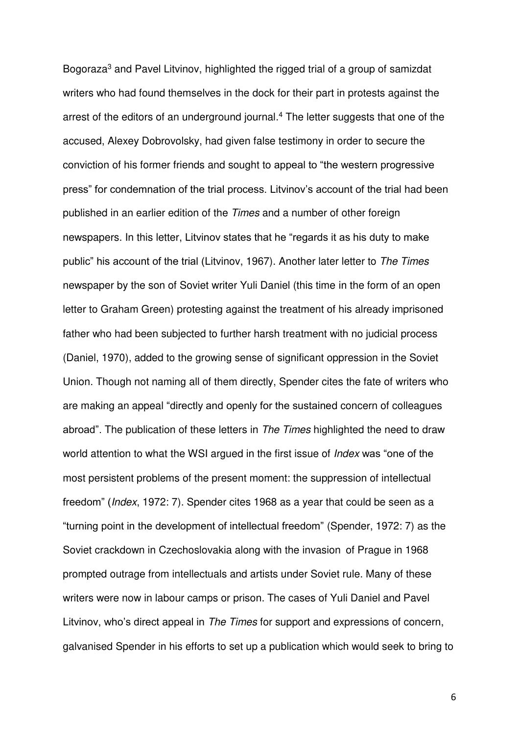Bogoraza[3] and Pavel Litvinov, highlighted the rigged trial of a group of samizdat writers who had found themselves in the dock for their part in protests against the arrest of the editors of an underground journal.[4] The letter suggests that one of the accused, Alexey Dobrovolsky, had given false testimony in order to secure the conviction of his former friends and sought to appeal to "the western progressive press" for condemnation of the trial process. Litvinov's account of the trial had been published in an earlier edition of the *Times* and a number of other foreign newspapers. In this letter, Litvinov states that he "regards it as his duty to make public" his account of the trial (Litvinov, 1967). Another later letter to *The Times* newspaper by the son of Soviet writer Yuli Daniel (this time in the form of an open letter to Graham Green) protesting against the treatment of his already imprisoned father who had been subjected to further harsh treatment with no judicial process (Daniel, 1970), added to the growing sense of significant oppression in the Soviet Union. Though not naming all of them directly, Spender cites the fate of writers who are making an appeal "directly and openly for the sustained concern of colleagues abroad". The publication of these letters in *The Times* highlighted the need to draw world attention to what the WSI argued in the first issue of *Index* was "one of the most persistent problems of the present moment: the suppression of intellectual freedom" (*Index*, 1972: 7). Spender cites 1968 as a year that could be seen as a "turning point in the development of intellectual freedom" (Spender, 1972: 7) as the Soviet crackdown in Czechoslovakia along with the invasion of Prague in 1968 prompted outrage from intellectuals and artists under Soviet rule. Many of these writers were now in labour camps or prison. The cases of Yuli Daniel and Pavel Litvinov, who's direct appeal in *The Times* for support and expressions of concern, galvanised Spender in his efforts to set up a publication which would seek to bring to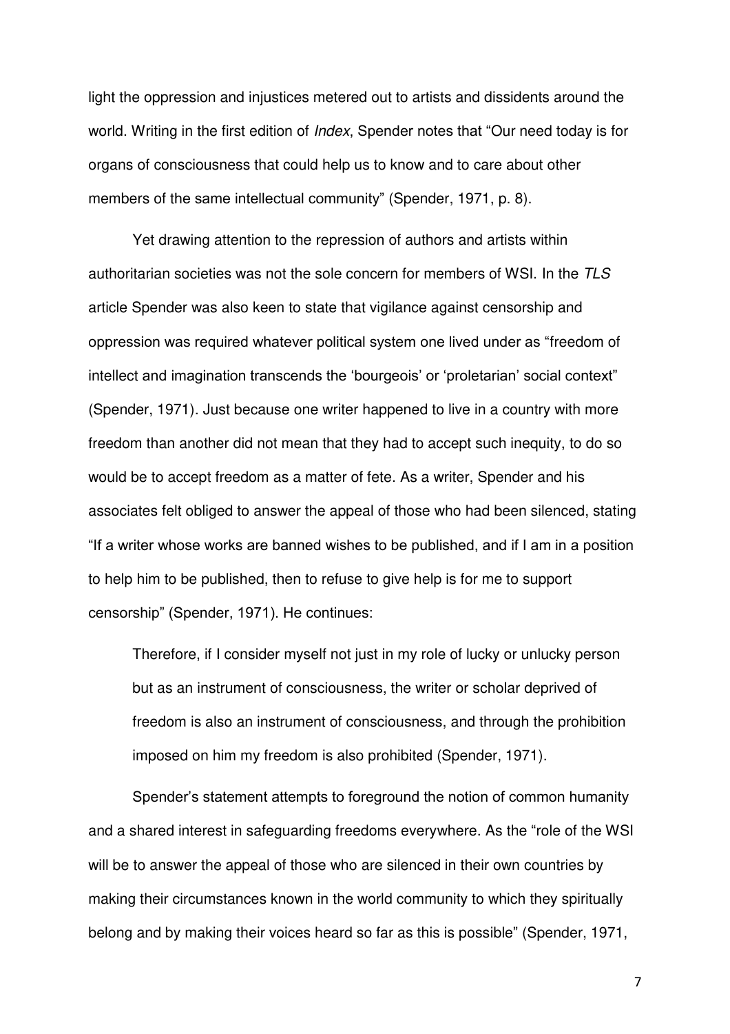light the oppression and injustices metered out to artists and dissidents around the world. Writing in the first edition of *Index*, Spender notes that "Our need today is for organs of consciousness that could help us to know and to care about other members of the same intellectual community" (Spender, 1971, p. 8).

Yet drawing attention to the repression of authors and artists within authoritarian societies was not the sole concern for members of WSI. In the *TLS* article Spender was also keen to state that vigilance against censorship and oppression was required whatever political system one lived under as "freedom of intellect and imagination transcends the 'bourgeois' or 'proletarian' social context" (Spender, 1971). Just because one writer happened to live in a country with more freedom than another did not mean that they had to accept such inequity, to do so would be to accept freedom as a matter of fete. As a writer, Spender and his associates felt obliged to answer the appeal of those who had been silenced, stating "If a writer whose works are banned wishes to be published, and if I am in a position to help him to be published, then to refuse to give help is for me to support censorship" (Spender, 1971). He continues:

> Therefore, if I consider myself not just in my role of lucky or unlucky person but as an instrument of consciousness, the writer or scholar deprived of freedom is also an instrument of consciousness, and through the prohibition imposed on him my freedom is also prohibited (Spender, 1971).

Spender's statement attempts to foreground the notion of common humanity and a shared interest in safeguarding freedoms everywhere. As the "role of the WSI will be to answer the appeal of those who are silenced in their own countries by making their circumstances known in the world community to which they spiritually belong and by making their voices heard so far as this is possible" (Spender, 1971,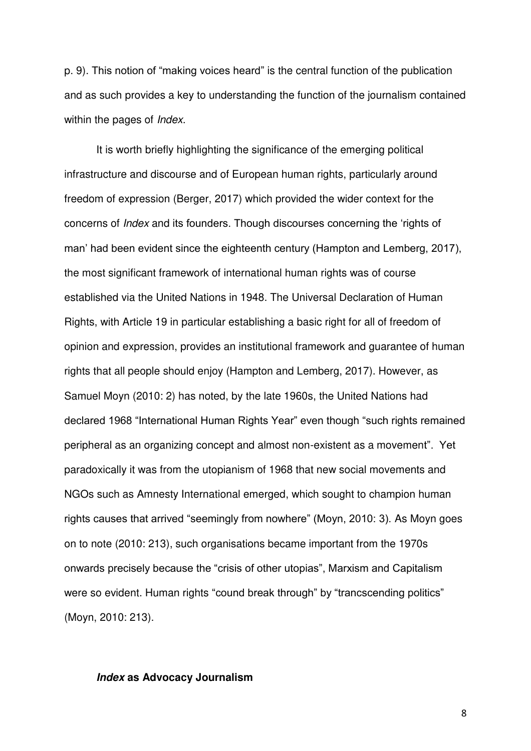p. 9). This notion of "making voices heard" is the central function of the publication and as such provides a key to understanding the function of the journalism contained within the pages of *Index*.

It is worth briefly highlighting the significance of the emerging political infrastructure and discourse and of European human rights, particularly around freedom of expression (Berger, 2017) which provided the wider context for the concerns of *Index* and its founders. Though discourses concerning the 'rights of man' had been evident since the eighteenth century (Hampton and Lemberg, 2017), the most significant framework of international human rights was of course established via the United Nations in 1948. The Universal Declaration of Human Rights, with Article 19 in particular establishing a basic right for all of freedom of opinion and expression, provides an institutional framework and guarantee of human rights that all people should enjoy (Hampton and Lemberg, 2017). However, as Samuel Moyn (2010: 2) has noted, by the late 1960s, the United Nations had declared 1968 "International Human Rights Year" even though "such rights remained peripheral as an organizing concept and almost non-existent as a movement". Yet paradoxically it was from the utopianism of 1968 that new social movements and NGOs such as Amnesty International emerged, which sought to champion human rights causes that arrived "seemingly from nowhere" (Moyn, 2010: 3). As Moyn goes on to note (2010: 213), such organisations became important from the 1970s onwards precisely because the "crisis of other utopias", Marxism and Capitalism were so evident. Human rights "cound break through" by "trancscending politics" (Moyn, 2010: 213).

### ***Index* as Advocacy Journalism**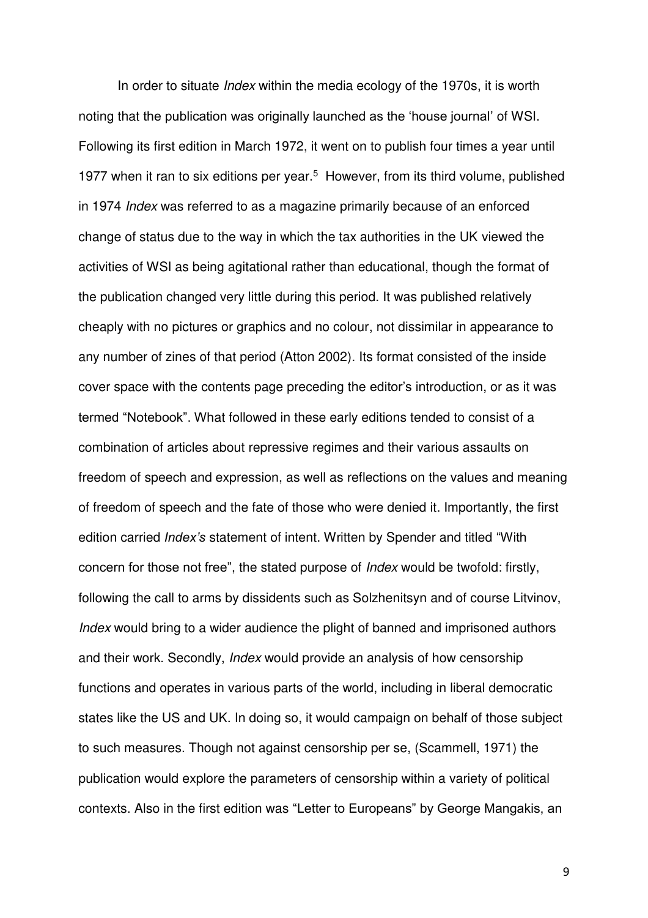In order to situate *Index* within the media ecology of the 1970s, it is worth noting that the publication was originally launched as the 'house journal' of WSI. Following its first edition in March 1972, it went on to publish four times a year until 1977 when it ran to six editions per year.[5] However, from its third volume, published in 1974 *Index* was referred to as a magazine primarily because of an enforced change of status due to the way in which the tax authorities in the UK viewed the activities of WSI as being agitational rather than educational, though the format of the publication changed very little during this period. It was published relatively cheaply with no pictures or graphics and no colour, not dissimilar in appearance to any number of zines of that period (Atton 2002). Its format consisted of the inside cover space with the contents page preceding the editor's introduction, or as it was termed "Notebook". What followed in these early editions tended to consist of a combination of articles about repressive regimes and their various assaults on freedom of speech and expression, as well as reflections on the values and meaning of freedom of speech and the fate of those who were denied it. Importantly, the first edition carried *Index's* statement of intent. Written by Spender and titled "With concern for those not free", the stated purpose of *Index* would be twofold: firstly, following the call to arms by dissidents such as Solzhenitsyn and of course Litvinov, *Index* would bring to a wider audience the plight of banned and imprisoned authors and their work. Secondly, *Index* would provide an analysis of how censorship functions and operates in various parts of the world, including in liberal democratic states like the US and UK. In doing so, it would campaign on behalf of those subject to such measures. Though not against censorship per se, (Scammell, 1971) the publication would explore the parameters of censorship within a variety of political contexts. Also in the first edition was "Letter to Europeans" by George Mangakis, an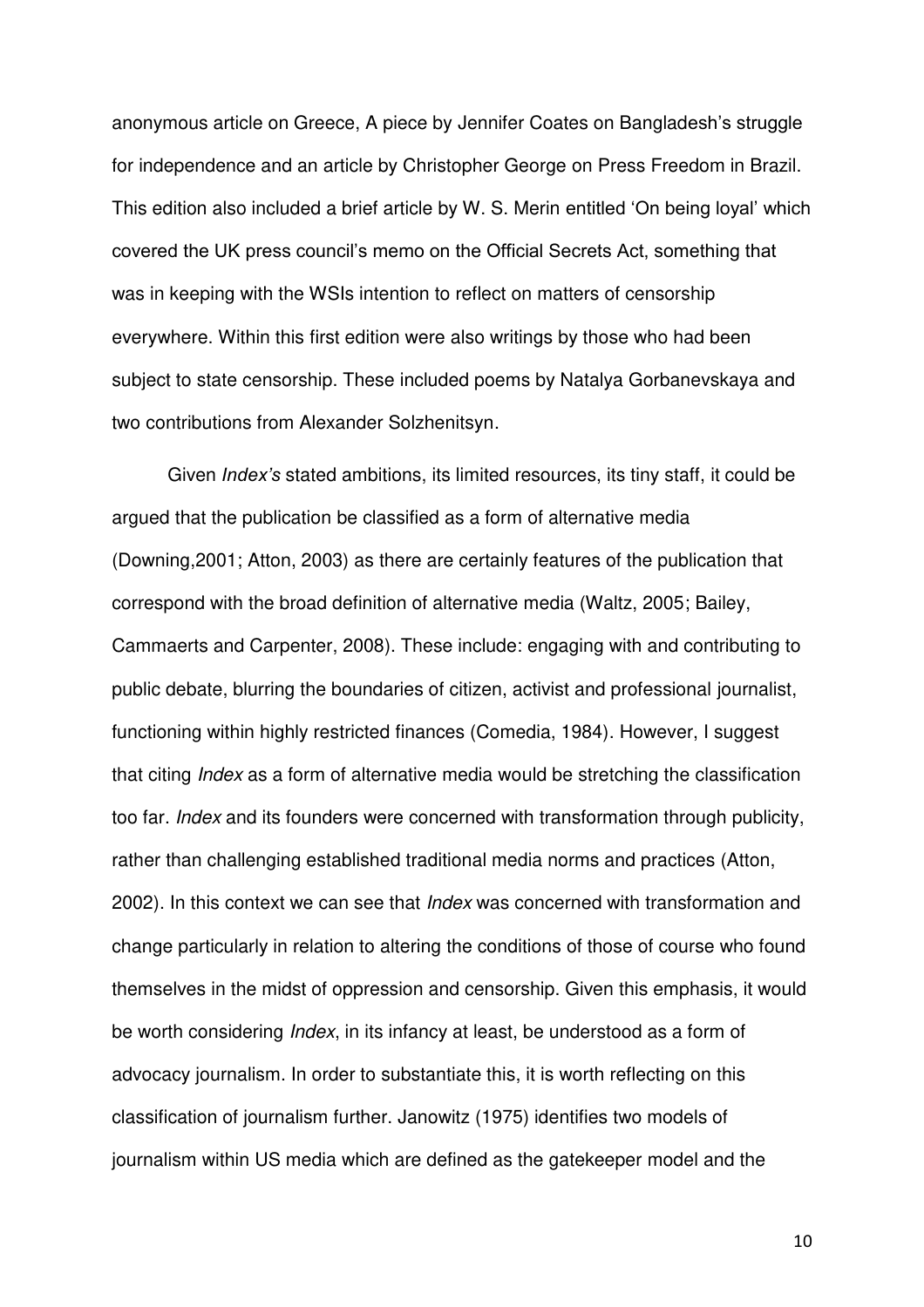anonymous article on Greece, A piece by Jennifer Coates on Bangladesh's struggle for independence and an article by Christopher George on Press Freedom in Brazil. This edition also included a brief article by W. S. Merin entitled 'On being loyal' which covered the UK press council's memo on the Official Secrets Act, something that was in keeping with the WSIs intention to reflect on matters of censorship everywhere. Within this first edition were also writings by those who had been subject to state censorship. These included poems by Natalya Gorbanevskaya and two contributions from Alexander Solzhenitsyn.

Given *Index's* stated ambitions, its limited resources, its tiny staff, it could be argued that the publication be classified as a form of alternative media (Downing,2001; Atton, 2003) as there are certainly features of the publication that correspond with the broad definition of alternative media (Waltz, 2005; Bailey, Cammaerts and Carpenter, 2008). These include: engaging with and contributing to public debate, blurring the boundaries of citizen, activist and professional journalist, functioning within highly restricted finances (Comedia, 1984). However, I suggest that citing *Index* as a form of alternative media would be stretching the classification too far. *Index* and its founders were concerned with transformation through publicity, rather than challenging established traditional media norms and practices (Atton, 2002). In this context we can see that *Index* was concerned with transformation and change particularly in relation to altering the conditions of those of course who found themselves in the midst of oppression and censorship. Given this emphasis, it would be worth considering *Index*, in its infancy at least, be understood as a form of advocacy journalism. In order to substantiate this, it is worth reflecting on this classification of journalism further. Janowitz (1975) identifies two models of journalism within US media which are defined as the gatekeeper model and the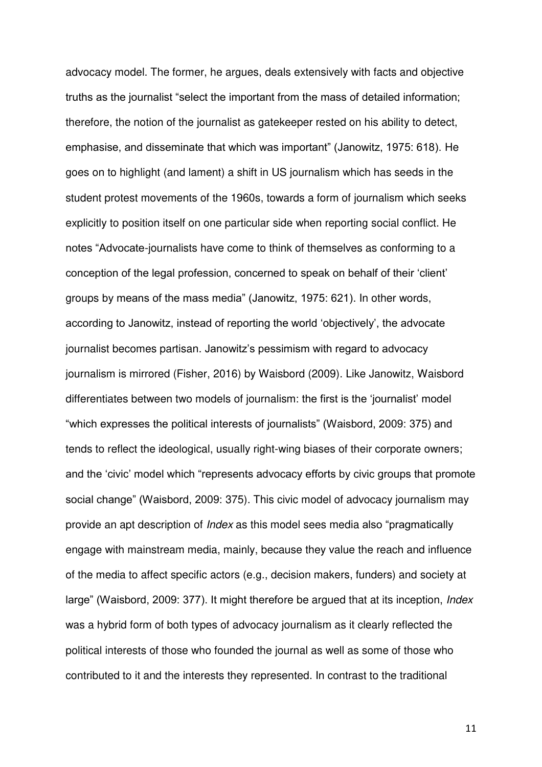advocacy model. The former, he argues, deals extensively with facts and objective truths as the journalist "select the important from the mass of detailed information; therefore, the notion of the journalist as gatekeeper rested on his ability to detect, emphasise, and disseminate that which was important" (Janowitz, 1975: 618). He goes on to highlight (and lament) a shift in US journalism which has seeds in the student protest movements of the 1960s, towards a form of journalism which seeks explicitly to position itself on one particular side when reporting social conflict. He notes "Advocate-journalists have come to think of themselves as conforming to a conception of the legal profession, concerned to speak on behalf of their 'client' groups by means of the mass media" (Janowitz, 1975: 621). In other words, according to Janowitz, instead of reporting the world 'objectively', the advocate journalist becomes partisan. Janowitz's pessimism with regard to advocacy journalism is mirrored (Fisher, 2016) by Waisbord (2009). Like Janowitz, Waisbord differentiates between two models of journalism: the first is the 'journalist' model "which expresses the political interests of journalists" (Waisbord, 2009: 375) and tends to reflect the ideological, usually right-wing biases of their corporate owners; and the 'civic' model which "represents advocacy efforts by civic groups that promote social change" (Waisbord, 2009: 375). This civic model of advocacy journalism may provide an apt description of *Index* as this model sees media also "pragmatically engage with mainstream media, mainly, because they value the reach and influence of the media to affect specific actors (e.g., decision makers, funders) and society at large" (Waisbord, 2009: 377). It might therefore be argued that at its inception, *Index* was a hybrid form of both types of advocacy journalism as it clearly reflected the political interests of those who founded the journal as well as some of those who contributed to it and the interests they represented. In contrast to the traditional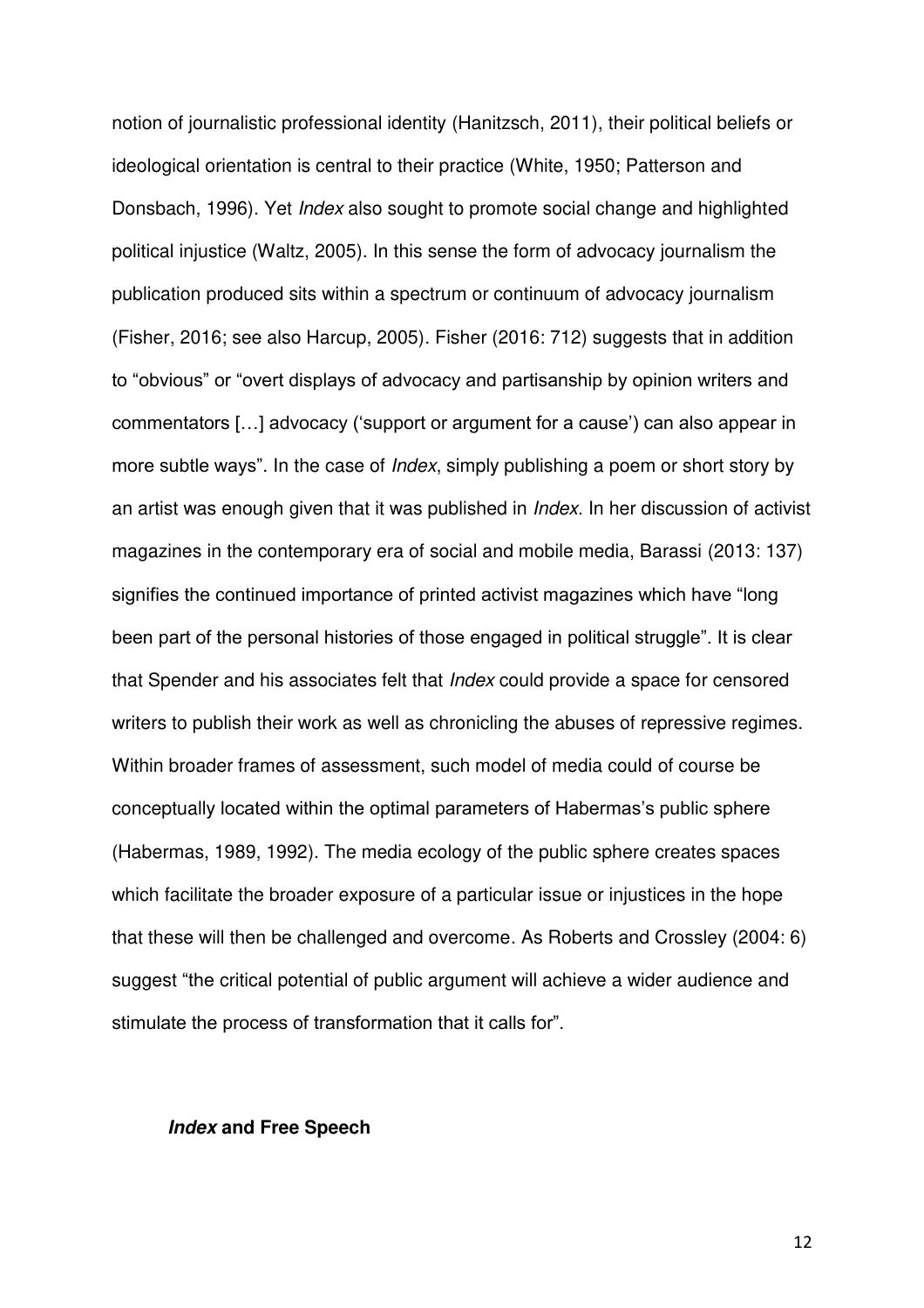notion of journalistic professional identity (Hanitzsch, 2011), their political beliefs or ideological orientation is central to their practice (White, 1950; Patterson and Donsbach, 1996). Yet *Index* also sought to promote social change and highlighted political injustice (Waltz, 2005). In this sense the form of advocacy journalism the publication produced sits within a spectrum or continuum of advocacy journalism (Fisher, 2016; see also Harcup, 2005). Fisher (2016: 712) suggests that in addition to "obvious" or "overt displays of advocacy and partisanship by opinion writers and commentators […] advocacy ('support or argument for a cause') can also appear in more subtle ways". In the case of *Index*, simply publishing a poem or short story by an artist was enough given that it was published in *Index*. In her discussion of activist magazines in the contemporary era of social and mobile media, Barassi (2013: 137) signifies the continued importance of printed activist magazines which have "long been part of the personal histories of those engaged in political struggle". It is clear that Spender and his associates felt that *Index* could provide a space for censored writers to publish their work as well as chronicling the abuses of repressive regimes. Within broader frames of assessment, such model of media could of course be conceptually located within the optimal parameters of Habermas's public sphere (Habermas, 1989, 1992). The media ecology of the public sphere creates spaces which facilitate the broader exposure of a particular issue or injustices in the hope that these will then be challenged and overcome. As Roberts and Crossley (2004: 6) suggest "the critical potential of public argument will achieve a wider audience and stimulate the process of transformation that it calls for".

## ***Index* and Free Speech**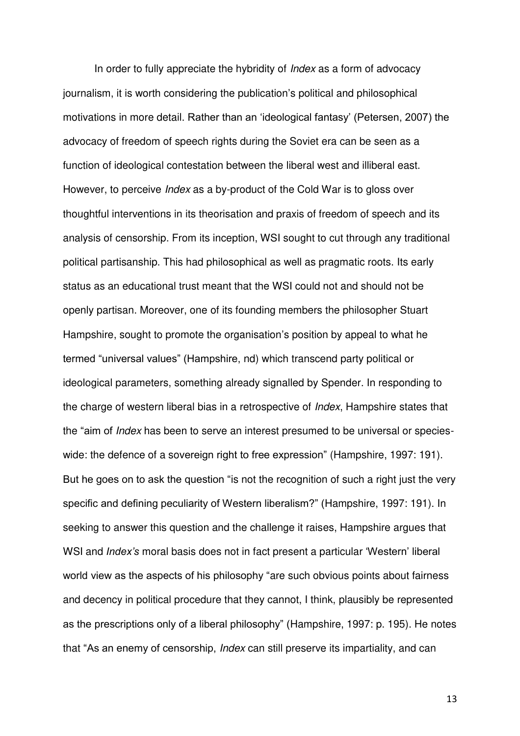In order to fully appreciate the hybridity of *Index* as a form of advocacy journalism, it is worth considering the publication's political and philosophical motivations in more detail. Rather than an 'ideological fantasy' (Petersen, 2007) the advocacy of freedom of speech rights during the Soviet era can be seen as a function of ideological contestation between the liberal west and illiberal east. However, to perceive *Index* as a by-product of the Cold War is to gloss over thoughtful interventions in its theorisation and praxis of freedom of speech and its analysis of censorship. From its inception, WSI sought to cut through any traditional political partisanship. This had philosophical as well as pragmatic roots. Its early status as an educational trust meant that the WSI could not and should not be openly partisan. Moreover, one of its founding members the philosopher Stuart Hampshire, sought to promote the organisation's position by appeal to what he termed "universal values" (Hampshire, nd) which transcend party political or ideological parameters, something already signalled by Spender. In responding to the charge of western liberal bias in a retrospective of *Index*, Hampshire states that the "aim of *Index* has been to serve an interest presumed to be universal or species-wide: the defence of a sovereign right to free expression" (Hampshire, 1997: 191). But he goes on to ask the question "is not the recognition of such a right just the very specific and defining peculiarity of Western liberalism?" (Hampshire, 1997: 191). In seeking to answer this question and the challenge it raises, Hampshire argues that WSI and *Index's* moral basis does not in fact present a particular 'Western' liberal world view as the aspects of his philosophy "are such obvious points about fairness and decency in political procedure that they cannot, I think, plausibly be represented as the prescriptions only of a liberal philosophy" (Hampshire, 1997: p. 195). He notes that "As an enemy of censorship, *Index* can still preserve its impartiality, and can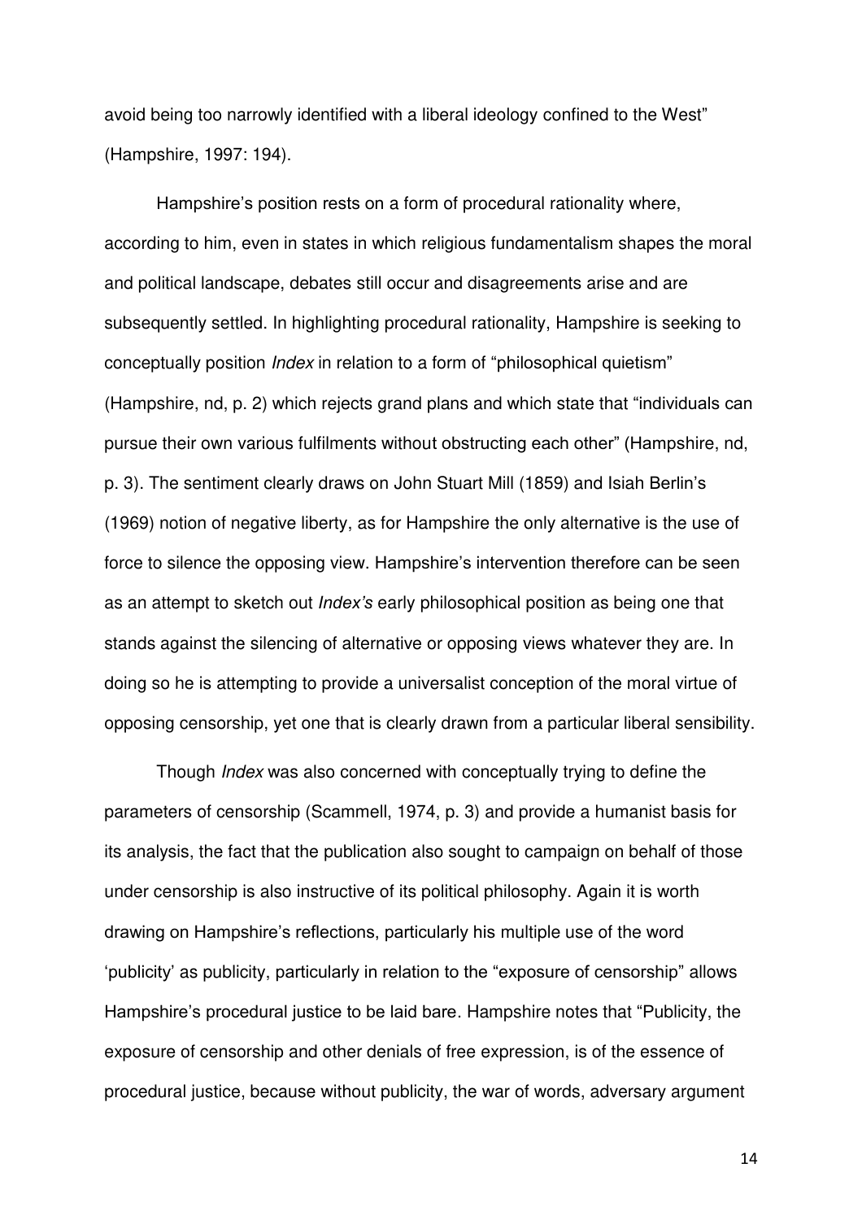avoid being too narrowly identified with a liberal ideology confined to the West" (Hampshire, 1997: 194).

Hampshire's position rests on a form of procedural rationality where, according to him, even in states in which religious fundamentalism shapes the moral and political landscape, debates still occur and disagreements arise and are subsequently settled. In highlighting procedural rationality, Hampshire is seeking to conceptually position *Index* in relation to a form of "philosophical quietism" (Hampshire, nd, p. 2) which rejects grand plans and which state that "individuals can pursue their own various fulfilments without obstructing each other" (Hampshire, nd, p. 3). The sentiment clearly draws on John Stuart Mill (1859) and Isiah Berlin's (1969) notion of negative liberty, as for Hampshire the only alternative is the use of force to silence the opposing view. Hampshire's intervention therefore can be seen as an attempt to sketch out *Index's* early philosophical position as being one that stands against the silencing of alternative or opposing views whatever they are. In doing so he is attempting to provide a universalist conception of the moral virtue of opposing censorship, yet one that is clearly drawn from a particular liberal sensibility.

Though *Index* was also concerned with conceptually trying to define the parameters of censorship (Scammell, 1974, p. 3) and provide a humanist basis for its analysis, the fact that the publication also sought to campaign on behalf of those under censorship is also instructive of its political philosophy. Again it is worth drawing on Hampshire's reflections, particularly his multiple use of the word 'publicity' as publicity, particularly in relation to the "exposure of censorship" allows Hampshire's procedural justice to be laid bare. Hampshire notes that "Publicity, the exposure of censorship and other denials of free expression, is of the essence of procedural justice, because without publicity, the war of words, adversary argument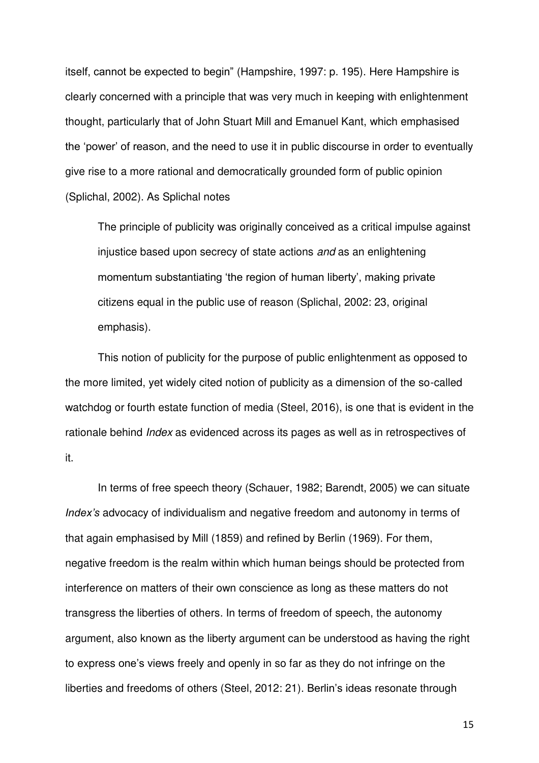itself, cannot be expected to begin" (Hampshire, 1997: p. 195). Here Hampshire is clearly concerned with a principle that was very much in keeping with enlightenment thought, particularly that of John Stuart Mill and Emanuel Kant, which emphasised the 'power' of reason, and the need to use it in public discourse in order to eventually give rise to a more rational and democratically grounded form of public opinion (Splichal, 2002). As Splichal notes

> The principle of publicity was originally conceived as a critical impulse against injustice based upon secrecy of state actions *and* as an enlightening momentum substantiating 'the region of human liberty', making private citizens equal in the public use of reason (Splichal, 2002: 23, original emphasis).

This notion of publicity for the purpose of public enlightenment as opposed to the more limited, yet widely cited notion of publicity as a dimension of the so-called watchdog or fourth estate function of media (Steel, 2016), is one that is evident in the rationale behind *Index* as evidenced across its pages as well as in retrospectives of it.

In terms of free speech theory (Schauer, 1982; Barendt, 2005) we can situate *Index's* advocacy of individualism and negative freedom and autonomy in terms of that again emphasised by Mill (1859) and refined by Berlin (1969). For them, negative freedom is the realm within which human beings should be protected from interference on matters of their own conscience as long as these matters do not transgress the liberties of others. In terms of freedom of speech, the autonomy argument, also known as the liberty argument can be understood as having the right to express one's views freely and openly in so far as they do not infringe on the liberties and freedoms of others (Steel, 2012: 21). Berlin's ideas resonate through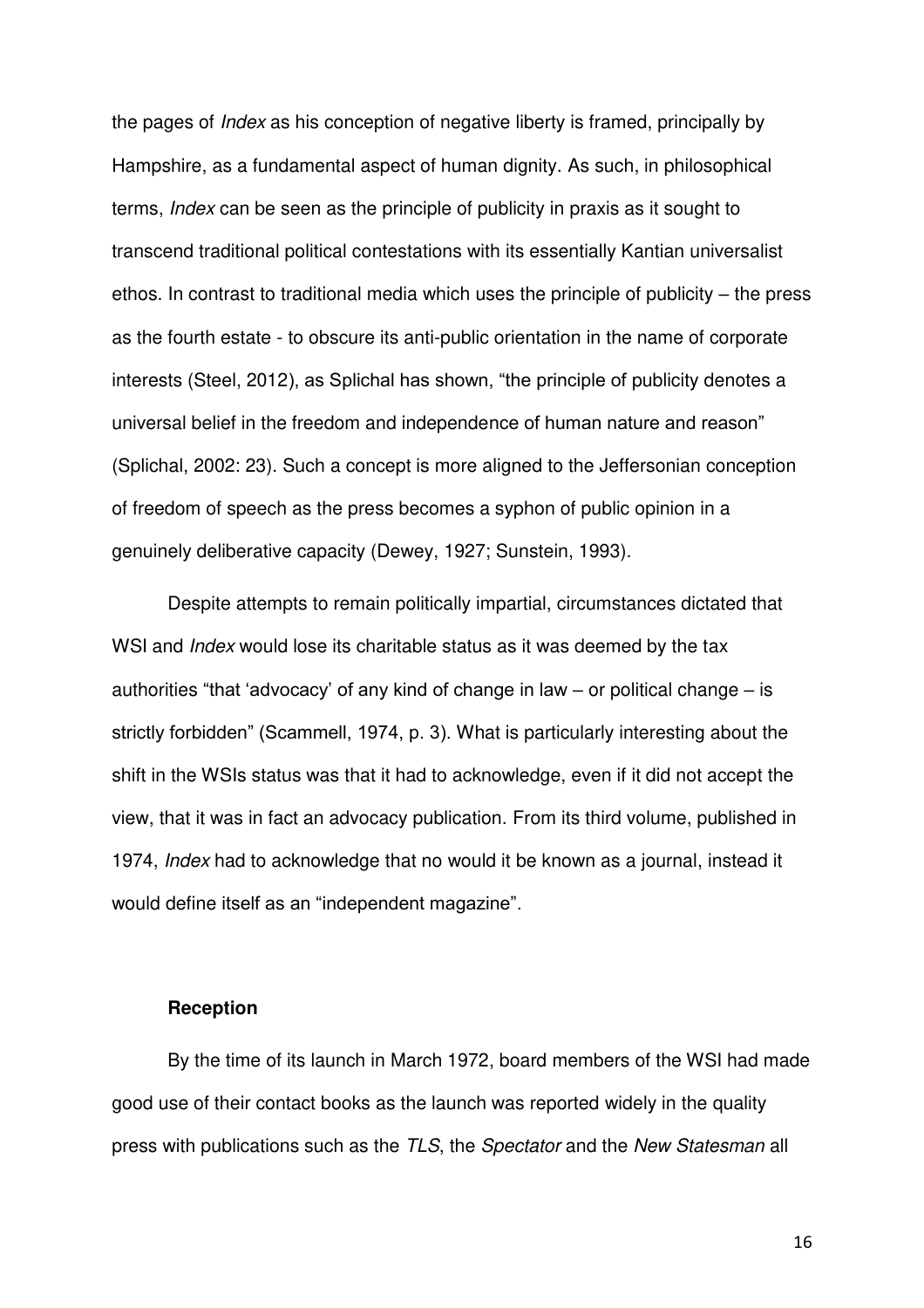the pages of *Index* as his conception of negative liberty is framed, principally by Hampshire, as a fundamental aspect of human dignity. As such, in philosophical terms, *Index* can be seen as the principle of publicity in praxis as it sought to transcend traditional political contestations with its essentially Kantian universalist ethos. In contrast to traditional media which uses the principle of publicity – the press as the fourth estate - to obscure its anti-public orientation in the name of corporate interests (Steel, 2012), as Splichal has shown, "the principle of publicity denotes a universal belief in the freedom and independence of human nature and reason" (Splichal, 2002: 23). Such a concept is more aligned to the Jeffersonian conception of freedom of speech as the press becomes a syphon of public opinion in a genuinely deliberative capacity (Dewey, 1927; Sunstein, 1993).

Despite attempts to remain politically impartial, circumstances dictated that WSI and *Index* would lose its charitable status as it was deemed by the tax authorities "that 'advocacy' of any kind of change in law – or political change – is strictly forbidden" (Scammell, 1974, p. 3). What is particularly interesting about the shift in the WSIs status was that it had to acknowledge, even if it did not accept the view, that it was in fact an advocacy publication. From its third volume, published in 1974, *Index* had to acknowledge that no would it be known as a journal, instead it would define itself as an "independent magazine".

**Reception**

By the time of its launch in March 1972, board members of the WSI had made good use of their contact books as the launch was reported widely in the quality press with publications such as the *TLS*, the *Spectator* and the *New Statesman* all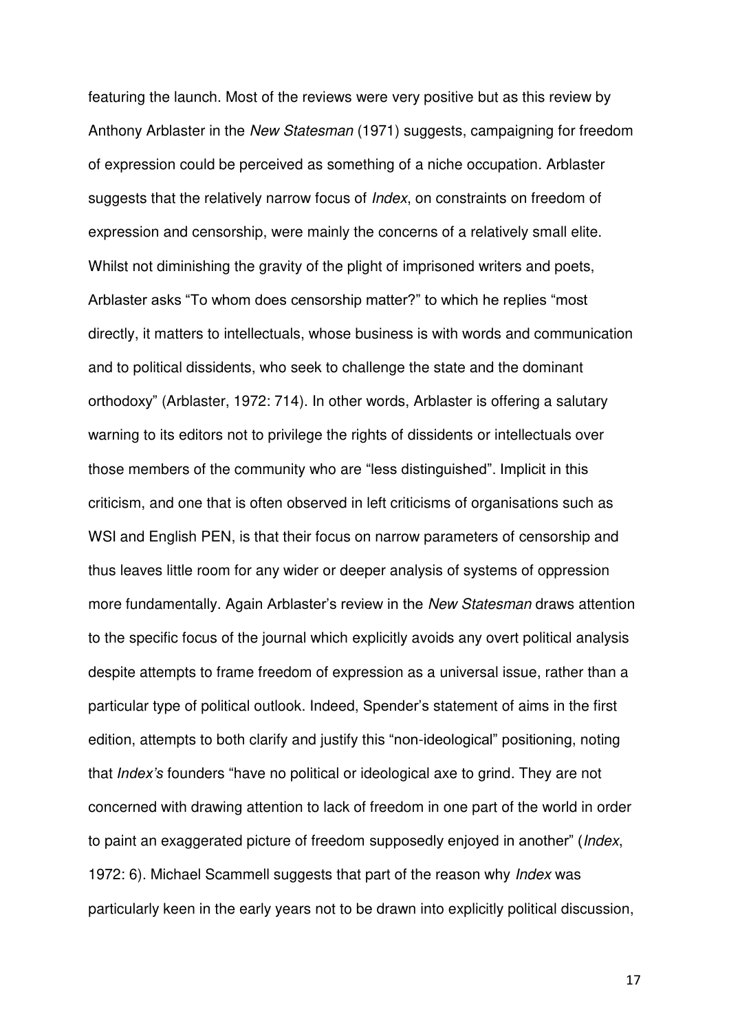featuring the launch. Most of the reviews were very positive but as this review by Anthony Arblaster in the *New Statesman* (1971) suggests, campaigning for freedom of expression could be perceived as something of a niche occupation. Arblaster suggests that the relatively narrow focus of *Index*, on constraints on freedom of expression and censorship, were mainly the concerns of a relatively small elite. Whilst not diminishing the gravity of the plight of imprisoned writers and poets, Arblaster asks "To whom does censorship matter?" to which he replies "most directly, it matters to intellectuals, whose business is with words and communication and to political dissidents, who seek to challenge the state and the dominant orthodoxy" (Arblaster, 1972: 714). In other words, Arblaster is offering a salutary warning to its editors not to privilege the rights of dissidents or intellectuals over those members of the community who are "less distinguished". Implicit in this criticism, and one that is often observed in left criticisms of organisations such as WSI and English PEN, is that their focus on narrow parameters of censorship and thus leaves little room for any wider or deeper analysis of systems of oppression more fundamentally. Again Arblaster's review in the *New Statesman* draws attention to the specific focus of the journal which explicitly avoids any overt political analysis despite attempts to frame freedom of expression as a universal issue, rather than a particular type of political outlook. Indeed, Spender's statement of aims in the first edition, attempts to both clarify and justify this "non-ideological" positioning, noting that *Index's* founders "have no political or ideological axe to grind. They are not concerned with drawing attention to lack of freedom in one part of the world in order to paint an exaggerated picture of freedom supposedly enjoyed in another" (*Index*, 1972: 6). Michael Scammell suggests that part of the reason why *Index* was particularly keen in the early years not to be drawn into explicitly political discussion,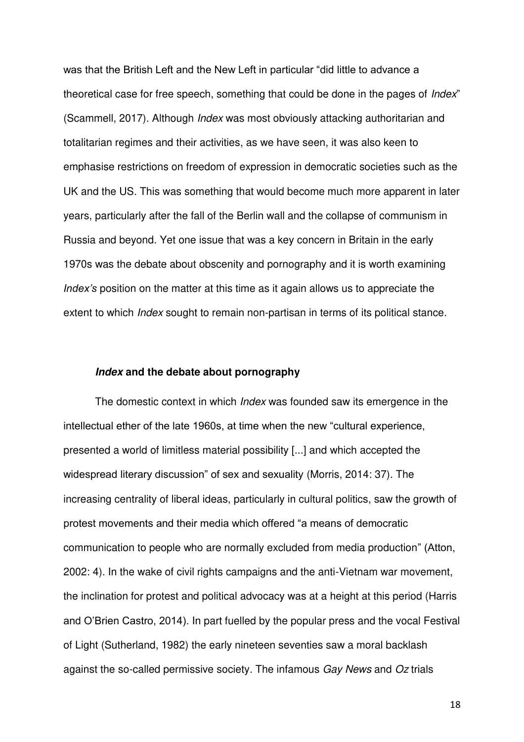was that the British Left and the New Left in particular "did little to advance a theoretical case for free speech, something that could be done in the pages of *Index*" (Scammell, 2017). Although *Index* was most obviously attacking authoritarian and totalitarian regimes and their activities, as we have seen, it was also keen to emphasise restrictions on freedom of expression in democratic societies such as the UK and the US. This was something that would become much more apparent in later years, particularly after the fall of the Berlin wall and the collapse of communism in Russia and beyond. Yet one issue that was a key concern in Britain in the early 1970s was the debate about obscenity and pornography and it is worth examining *Index's* position on the matter at this time as it again allows us to appreciate the extent to which *Index* sought to remain non-partisan in terms of its political stance.

### ***Index* and the debate about pornography**

The domestic context in which *Index* was founded saw its emergence in the intellectual ether of the late 1960s, at time when the new "cultural experience, presented a world of limitless material possibility [...] and which accepted the widespread literary discussion" of sex and sexuality (Morris, 2014: 37). The increasing centrality of liberal ideas, particularly in cultural politics, saw the growth of protest movements and their media which offered "a means of democratic communication to people who are normally excluded from media production" (Atton, 2002: 4). In the wake of civil rights campaigns and the anti-Vietnam war movement, the inclination for protest and political advocacy was at a height at this period (Harris and O'Brien Castro, 2014). In part fuelled by the popular press and the vocal Festival of Light (Sutherland, 1982) the early nineteen seventies saw a moral backlash against the so-called permissive society. The infamous *Gay News* and *Oz* trials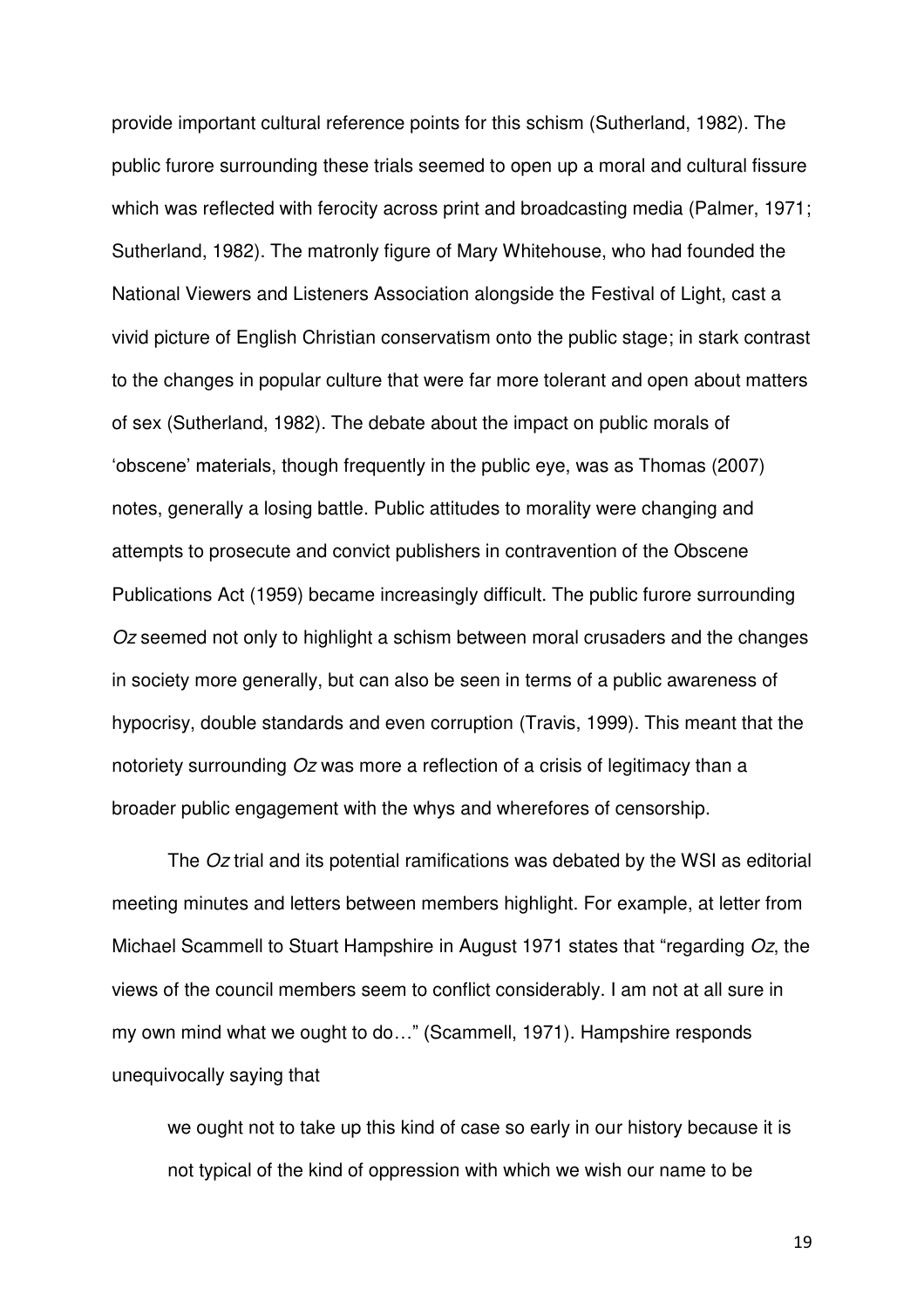provide important cultural reference points for this schism (Sutherland, 1982). The public furore surrounding these trials seemed to open up a moral and cultural fissure which was reflected with ferocity across print and broadcasting media (Palmer, 1971; Sutherland, 1982). The matronly figure of Mary Whitehouse, who had founded the National Viewers and Listeners Association alongside the Festival of Light, cast a vivid picture of English Christian conservatism onto the public stage; in stark contrast to the changes in popular culture that were far more tolerant and open about matters of sex (Sutherland, 1982). The debate about the impact on public morals of 'obscene' materials, though frequently in the public eye, was as Thomas (2007) notes, generally a losing battle. Public attitudes to morality were changing and attempts to prosecute and convict publishers in contravention of the Obscene Publications Act (1959) became increasingly difficult. The public furore surrounding *Oz* seemed not only to highlight a schism between moral crusaders and the changes in society more generally, but can also be seen in terms of a public awareness of hypocrisy, double standards and even corruption (Travis, 1999). This meant that the notoriety surrounding *Oz* was more a reflection of a crisis of legitimacy than a broader public engagement with the whys and wherefores of censorship.

The *Oz* trial and its potential ramifications was debated by the WSI as editorial meeting minutes and letters between members highlight. For example, at letter from Michael Scammell to Stuart Hampshire in August 1971 states that "regarding *Oz*, the views of the council members seem to conflict considerably. I am not at all sure in my own mind what we ought to do…" (Scammell, 1971). Hampshire responds unequivocally saying that

> we ought not to take up this kind of case so early in our history because it is not typical of the kind of oppression with which we wish our name to be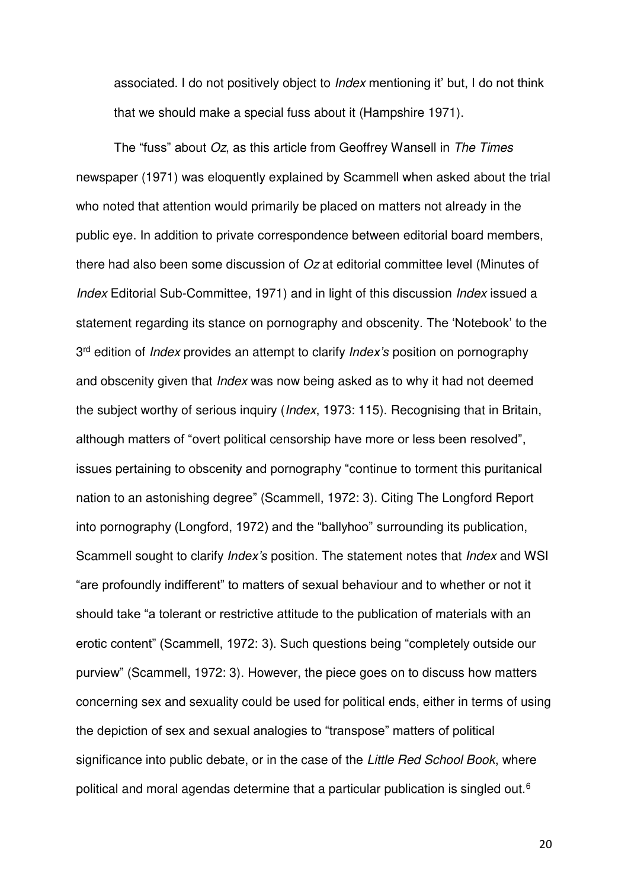associated. I do not positively object to *Index* mentioning it' but, I do not think that we should make a special fuss about it (Hampshire 1971).

The "fuss" about *Oz*, as this article from Geoffrey Wansell in *The Times* newspaper (1971) was eloquently explained by Scammell when asked about the trial who noted that attention would primarily be placed on matters not already in the public eye. In addition to private correspondence between editorial board members, there had also been some discussion of *Oz* at editorial committee level (Minutes of *Index* Editorial Sub-Committee, 1971) and in light of this discussion *Index* issued a statement regarding its stance on pornography and obscenity. The 'Notebook' to the 3rd edition of *Index* provides an attempt to clarify *Index's* position on pornography and obscenity given that *Index* was now being asked as to why it had not deemed the subject worthy of serious inquiry (*Index*, 1973: 115). Recognising that in Britain, although matters of "overt political censorship have more or less been resolved", issues pertaining to obscenity and pornography "continue to torment this puritanical nation to an astonishing degree" (Scammell, 1972: 3). Citing The Longford Report into pornography (Longford, 1972) and the "ballyhoo" surrounding its publication, Scammell sought to clarify *Index's* position. The statement notes that *Index* and WSI "are profoundly indifferent" to matters of sexual behaviour and to whether or not it should take "a tolerant or restrictive attitude to the publication of materials with an erotic content" (Scammell, 1972: 3). Such questions being "completely outside our purview" (Scammell, 1972: 3). However, the piece goes on to discuss how matters concerning sex and sexuality could be used for political ends, either in terms of using the depiction of sex and sexual analogies to "transpose" matters of political significance into public debate, or in the case of the *Little Red School Book*, where political and moral agendas determine that a particular publication is singled out.[6]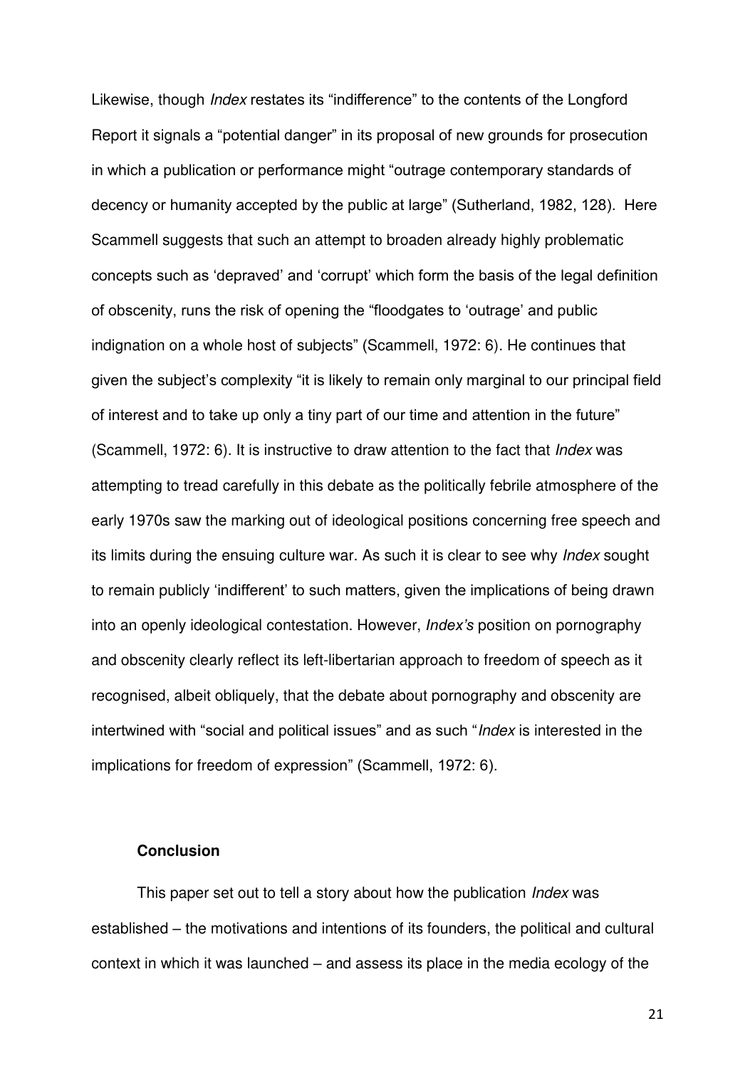Likewise, though *Index* restates its "indifference" to the contents of the Longford Report it signals a "potential danger" in its proposal of new grounds for prosecution in which a publication or performance might "outrage contemporary standards of decency or humanity accepted by the public at large" (Sutherland, 1982, 128). Here Scammell suggests that such an attempt to broaden already highly problematic concepts such as 'depraved' and 'corrupt' which form the basis of the legal definition of obscenity, runs the risk of opening the "floodgates to 'outrage' and public indignation on a whole host of subjects" (Scammell, 1972: 6). He continues that given the subject's complexity "it is likely to remain only marginal to our principal field of interest and to take up only a tiny part of our time and attention in the future" (Scammell, 1972: 6). It is instructive to draw attention to the fact that *Index* was attempting to tread carefully in this debate as the politically febrile atmosphere of the early 1970s saw the marking out of ideological positions concerning free speech and its limits during the ensuing culture war. As such it is clear to see why *Index* sought to remain publicly 'indifferent' to such matters, given the implications of being drawn into an openly ideological contestation. However, *Index's* position on pornography and obscenity clearly reflect its left-libertarian approach to freedom of speech as it recognised, albeit obliquely, that the debate about pornography and obscenity are intertwined with "social and political issues" and as such "*Index* is interested in the implications for freedom of expression" (Scammell, 1972: 6).

## Conclusion

This paper set out to tell a story about how the publication *Index* was established – the motivations and intentions of its founders, the political and cultural context in which it was launched – and assess its place in the media ecology of the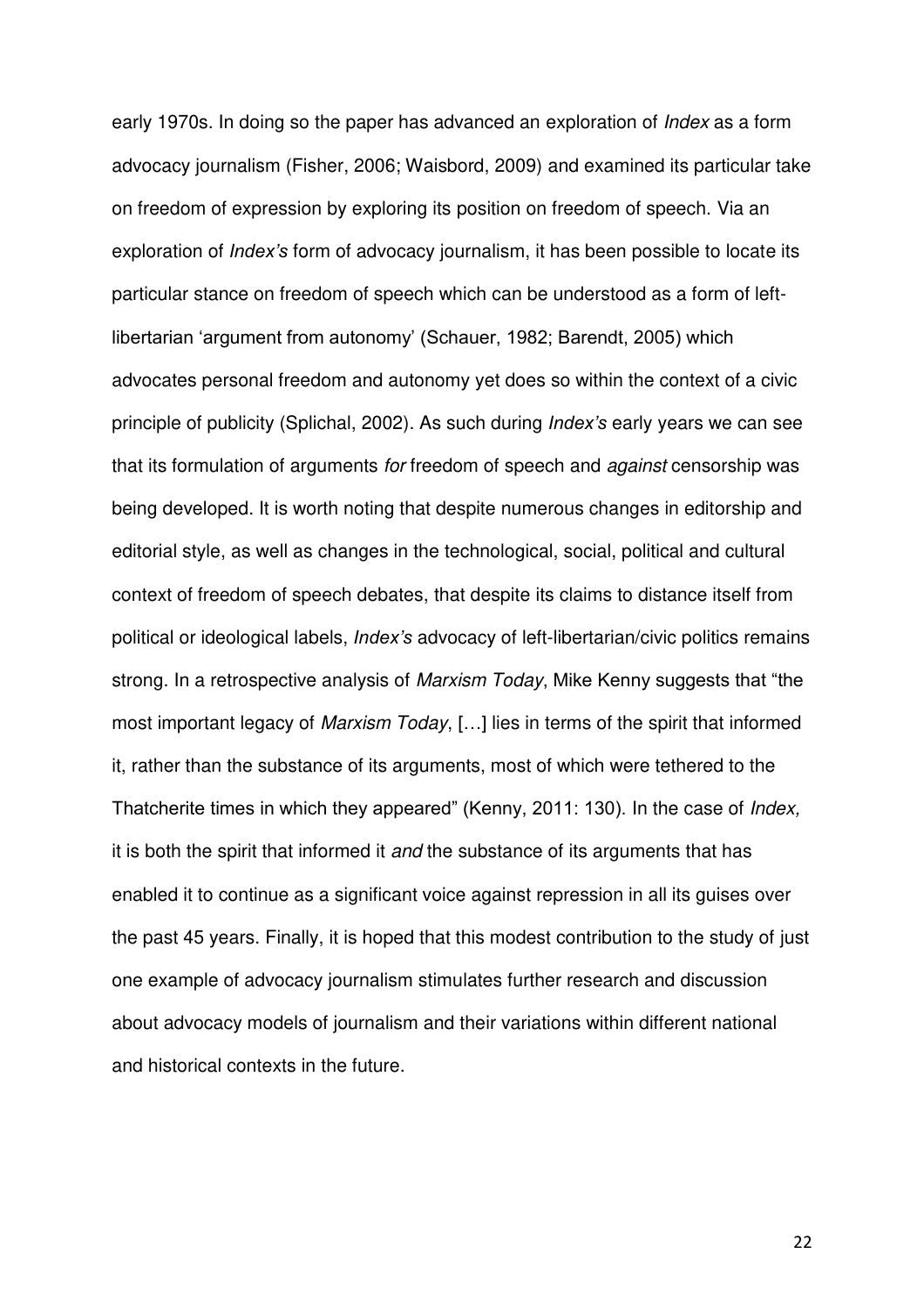early 1970s. In doing so the paper has advanced an exploration of *Index* as a form advocacy journalism (Fisher, 2006; Waisbord, 2009) and examined its particular take on freedom of expression by exploring its position on freedom of speech. Via an exploration of *Index's* form of advocacy journalism, it has been possible to locate its particular stance on freedom of speech which can be understood as a form of left-libertarian 'argument from autonomy' (Schauer, 1982; Barendt, 2005) which advocates personal freedom and autonomy yet does so within the context of a civic principle of publicity (Splichal, 2002). As such during *Index's* early years we can see that its formulation of arguments *for* freedom of speech and *against* censorship was being developed. It is worth noting that despite numerous changes in editorship and editorial style, as well as changes in the technological, social, political and cultural context of freedom of speech debates, that despite its claims to distance itself from political or ideological labels, *Index's* advocacy of left-libertarian/civic politics remains strong. In a retrospective analysis of *Marxism Today*, Mike Kenny suggests that "the most important legacy of *Marxism Today*, […] lies in terms of the spirit that informed it, rather than the substance of its arguments, most of which were tethered to the Thatcherite times in which they appeared" (Kenny, 2011: 130). In the case of *Index,* it is both the spirit that informed it *and* the substance of its arguments that has enabled it to continue as a significant voice against repression in all its guises over the past 45 years. Finally, it is hoped that this modest contribution to the study of just one example of advocacy journalism stimulates further research and discussion about advocacy models of journalism and their variations within different national and historical contexts in the future.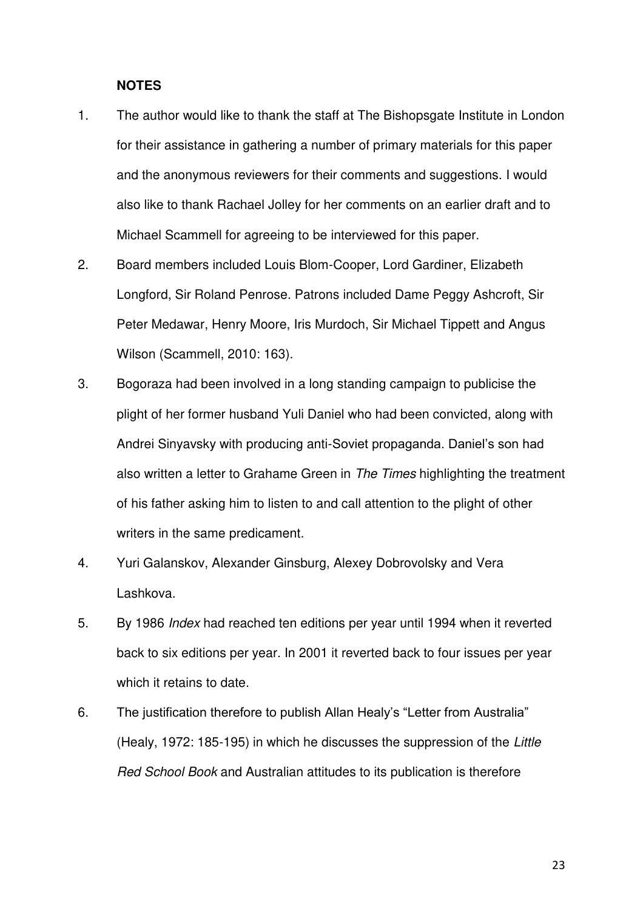**NOTES**

1. The author would like to thank the staff at The Bishopsgate Institute in London for their assistance in gathering a number of primary materials for this paper and the anonymous reviewers for their comments and suggestions. I would also like to thank Rachael Jolley for her comments on an earlier draft and to Michael Scammell for agreeing to be interviewed for this paper.
2. Board members included Louis Blom-Cooper, Lord Gardiner, Elizabeth Longford, Sir Roland Penrose. Patrons included Dame Peggy Ashcroft, Sir Peter Medawar, Henry Moore, Iris Murdoch, Sir Michael Tippett and Angus Wilson (Scammell, 2010: 163).
3. Bogoraza had been involved in a long standing campaign to publicise the plight of her former husband Yuli Daniel who had been convicted, along with Andrei Sinyavsky with producing anti-Soviet propaganda. Daniel's son had also written a letter to Grahame Green in *The Times* highlighting the treatment of his father asking him to listen to and call attention to the plight of other writers in the same predicament.
4. Yuri Galanskov, Alexander Ginsburg, Alexey Dobrovolsky and Vera Lashkova.
5. By 1986 *Index* had reached ten editions per year until 1994 when it reverted back to six editions per year. In 2001 it reverted back to four issues per year which it retains to date.
6. The justification therefore to publish Allan Healy's "Letter from Australia" (Healy, 1972: 185-195) in which he discusses the suppression of the *Little Red School Book* and Australian attitudes to its publication is therefore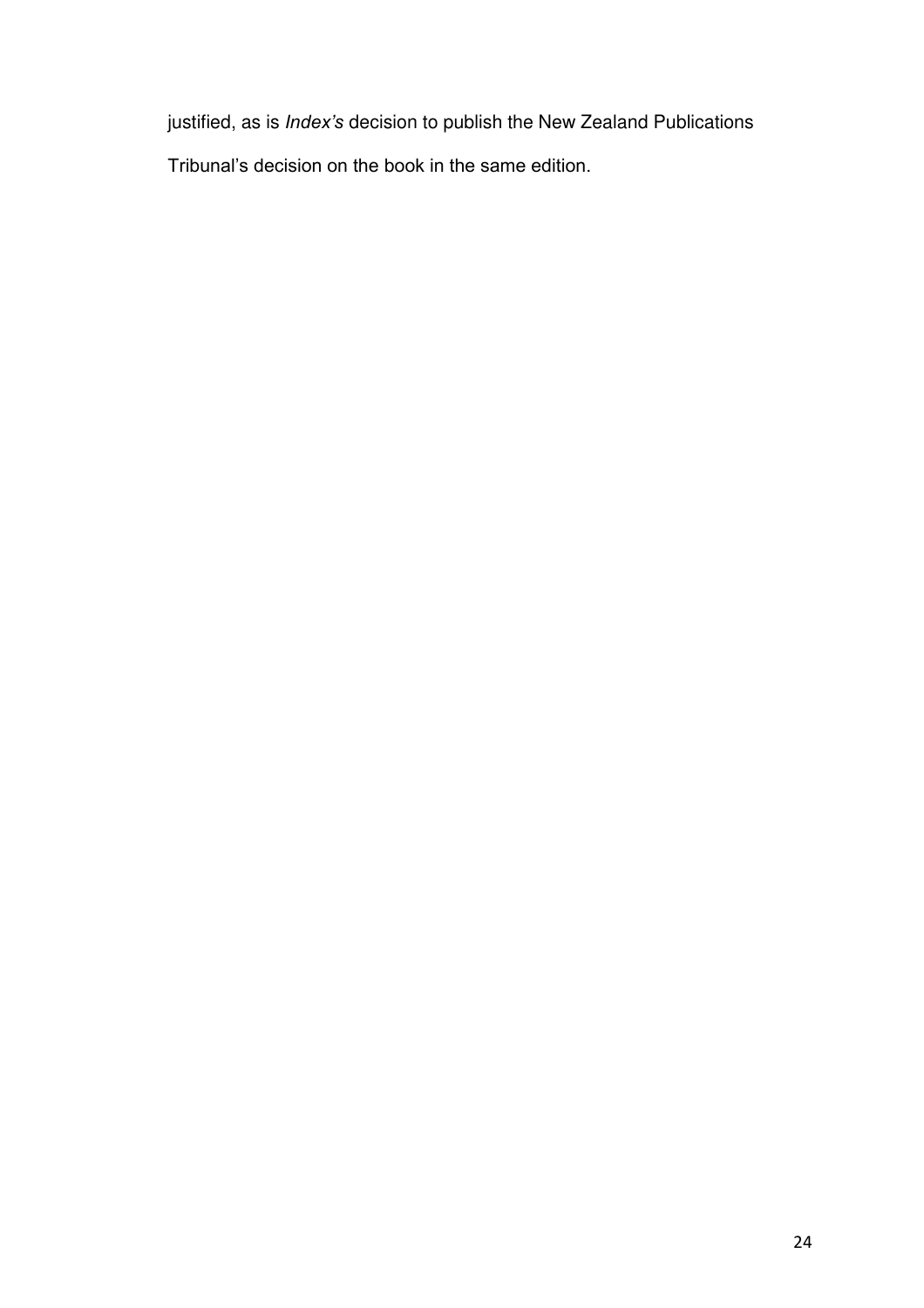justified, as is *Index's* decision to publish the New Zealand Publications Tribunal's decision on the book in the same edition.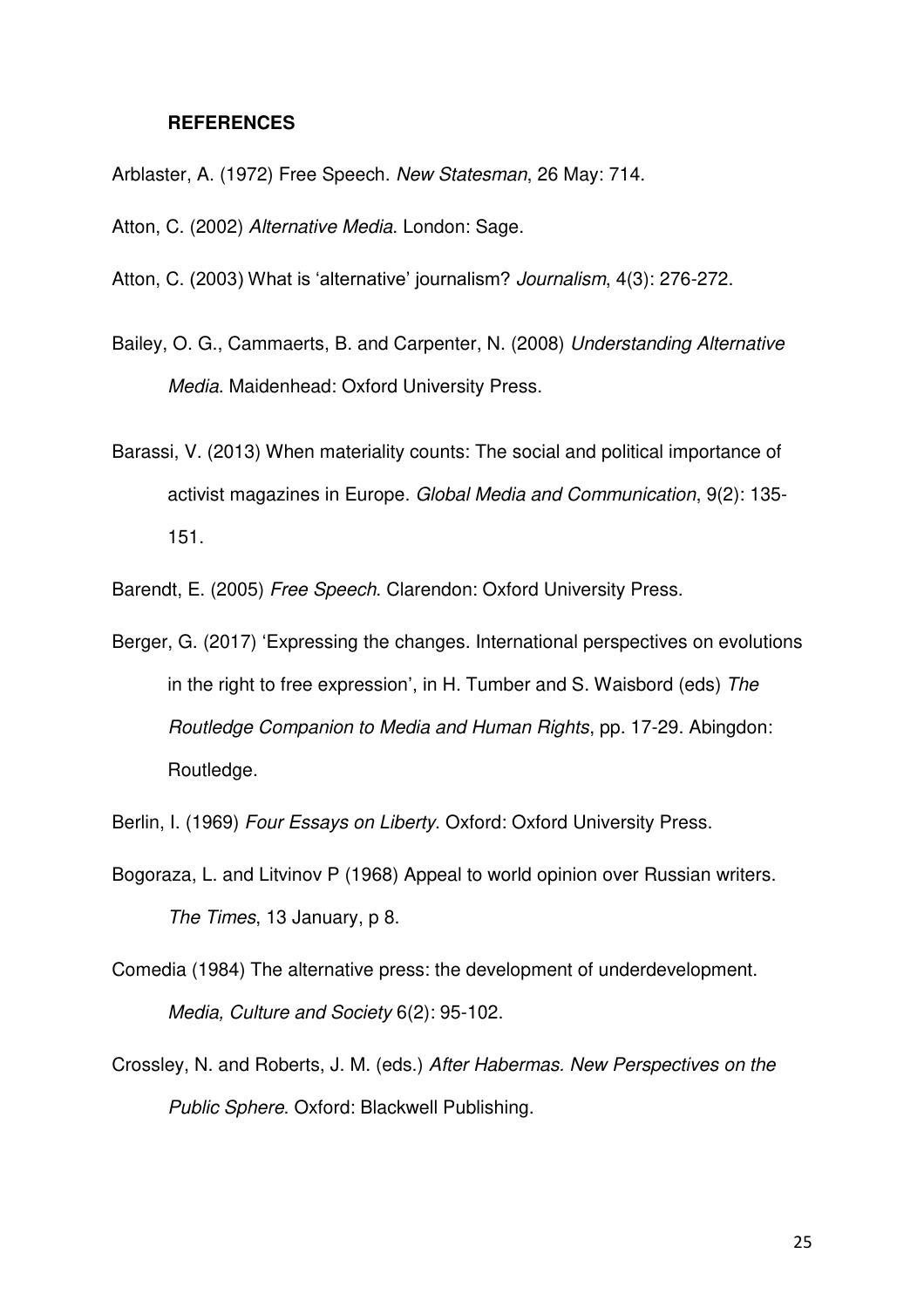**REFERENCES**

Arblaster, A. (1972) Free Speech. *New Statesman*, 26 May: 714.

Atton, C. (2002) *Alternative Media*. London: Sage.

Atton, C. (2003) What is 'alternative' journalism? *Journalism*, 4(3): 276-272.

Bailey, O. G., Cammaerts, B. and Carpenter, N. (2008) *Understanding Alternative Media*. Maidenhead: Oxford University Press.

Barassi, V. (2013) When materiality counts: The social and political importance of activist magazines in Europe. *Global Media and Communication*, 9(2): 135-151.

Barendt, E. (2005) *Free Speech*. Clarendon: Oxford University Press.

Berger, G. (2017) 'Expressing the changes. International perspectives on evolutions in the right to free expression', in H. Tumber and S. Waisbord (eds) *The Routledge Companion to Media and Human Rights*, pp. 17-29. Abingdon: Routledge.

Berlin, I. (1969) *Four Essays on Liberty*. Oxford: Oxford University Press.

Bogoraza, L. and Litvinov P (1968) Appeal to world opinion over Russian writers. *The Times*, 13 January, p 8.

Comedia (1984) The alternative press: the development of underdevelopment. *Media, Culture and Society* 6(2): 95-102.

Crossley, N. and Roberts, J. M. (eds.) *After Habermas. New Perspectives on the Public Sphere*. Oxford: Blackwell Publishing.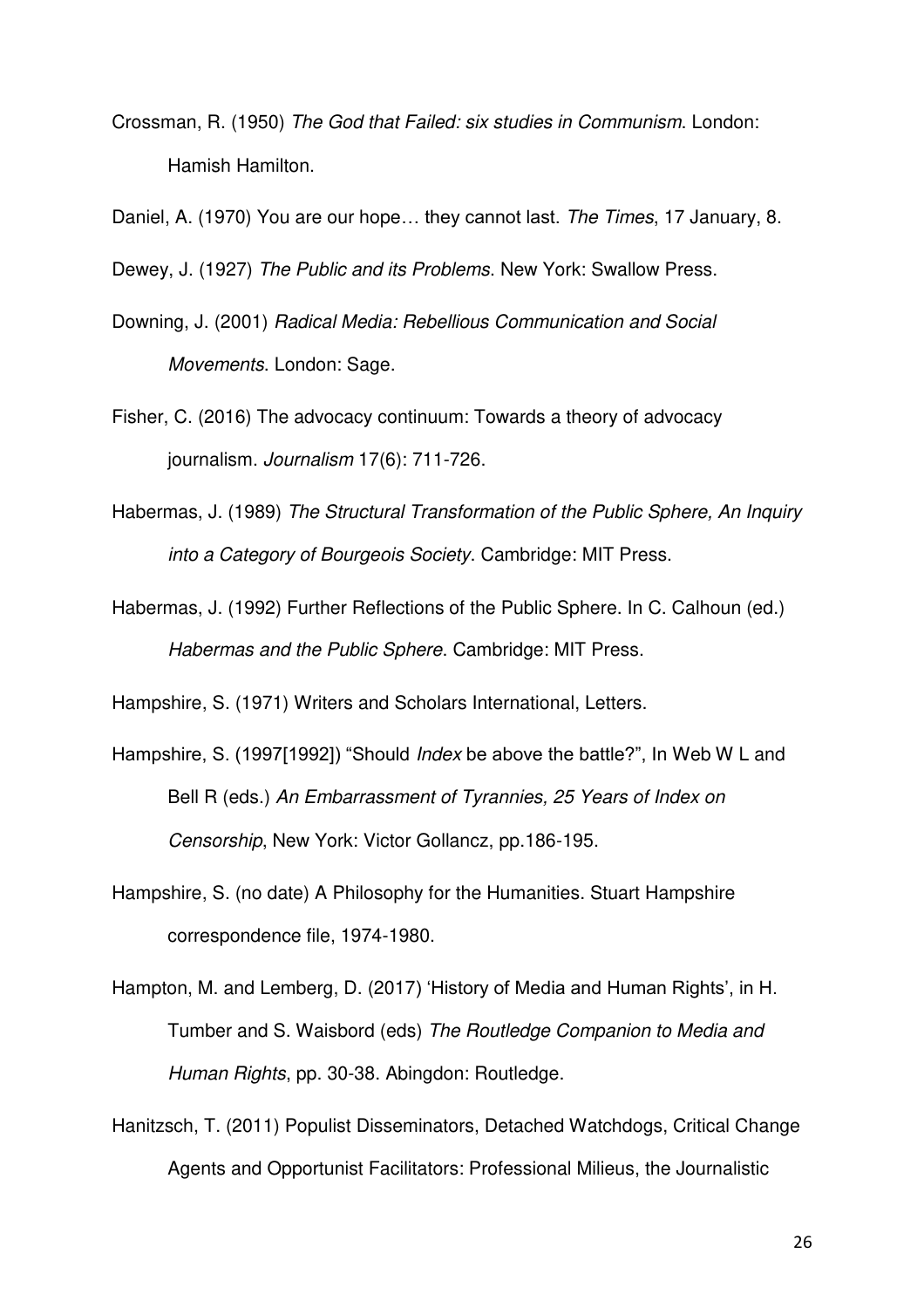Crossman, R. (1950) *The God that Failed: six studies in Communism*. London: Hamish Hamilton.

Daniel, A. (1970) You are our hope… they cannot last. *The Times*, 17 January, 8.

Dewey, J. (1927) *The Public and its Problems*. New York: Swallow Press.

Downing, J. (2001) *Radical Media: Rebellious Communication and Social Movements*. London: Sage.

Fisher, C. (2016) The advocacy continuum: Towards a theory of advocacy journalism. *Journalism* 17(6): 711-726.

Habermas, J. (1989) *The Structural Transformation of the Public Sphere, An Inquiry into a Category of Bourgeois Society*. Cambridge: MIT Press.

Habermas, J. (1992) Further Reflections of the Public Sphere. In C. Calhoun (ed.) *Habermas and the Public Sphere*. Cambridge: MIT Press.

Hampshire, S. (1971) Writers and Scholars International, Letters.

Hampshire, S. (1997[1992]) "Should *Index* be above the battle?", In Web W L and Bell R (eds.) *An Embarrassment of Tyrannies, 25 Years of Index on Censorship*, New York: Victor Gollancz, pp.186-195.

Hampshire, S. (no date) A Philosophy for the Humanities. Stuart Hampshire correspondence file, 1974-1980.

Hampton, M. and Lemberg, D. (2017) 'History of Media and Human Rights', in H. Tumber and S. Waisbord (eds) *The Routledge Companion to Media and Human Rights*, pp. 30-38. Abingdon: Routledge.

Hanitzsch, T. (2011) Populist Disseminators, Detached Watchdogs, Critical Change Agents and Opportunist Facilitators: Professional Milieus, the Journalistic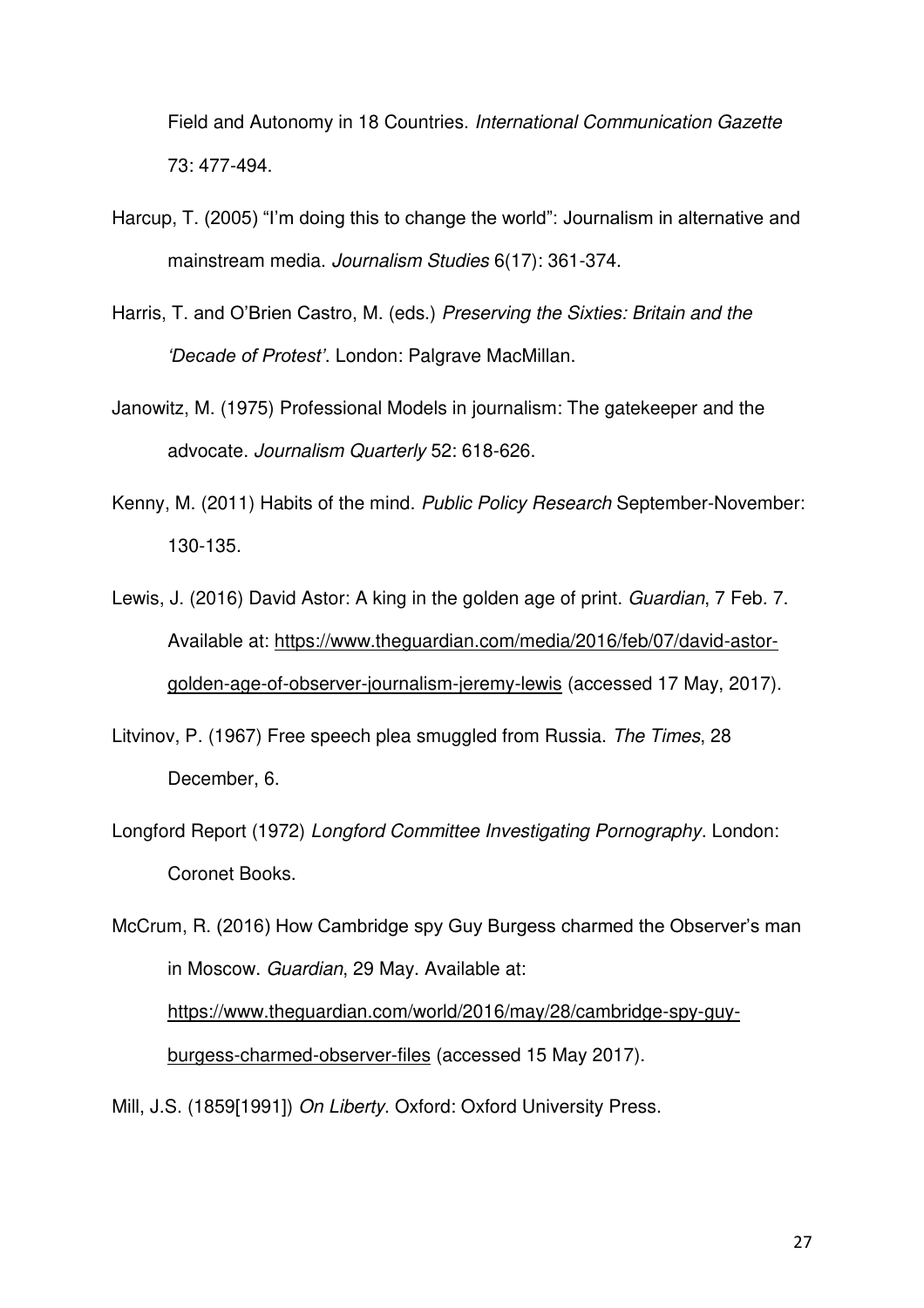Field and Autonomy in 18 Countries. *International Communication Gazette* 73: 477-494.

Harcup, T. (2005) "I'm doing this to change the world": Journalism in alternative and mainstream media. *Journalism Studies* 6(17): 361-374.

Harris, T. and O'Brien Castro, M. (eds.) *Preserving the Sixties: Britain and the 'Decade of Protest'*. London: Palgrave MacMillan.

Janowitz, M. (1975) Professional Models in journalism: The gatekeeper and the advocate. *Journalism Quarterly* 52: 618-626.

Kenny, M. (2011) Habits of the mind. *Public Policy Research* September-November: 130-135.

Lewis, J. (2016) David Astor: A king in the golden age of print. *Guardian*, 7 Feb. 7. Available at: https://www.theguardian.com/media/2016/feb/07/david-astor-golden-age-of-observer-journalism-jeremy-lewis (accessed 17 May, 2017).

Litvinov, P. (1967) Free speech plea smuggled from Russia. *The Times*, 28 December, 6.

Longford Report (1972) *Longford Committee Investigating Pornography*. London: Coronet Books.

McCrum, R. (2016) How Cambridge spy Guy Burgess charmed the Observer's man in Moscow. *Guardian*, 29 May. Available at: https://www.theguardian.com/world/2016/may/28/cambridge-spy-guy-burgess-charmed-observer-files (accessed 15 May 2017).

Mill, J.S. (1859[1991]) *On Liberty*. Oxford: Oxford University Press.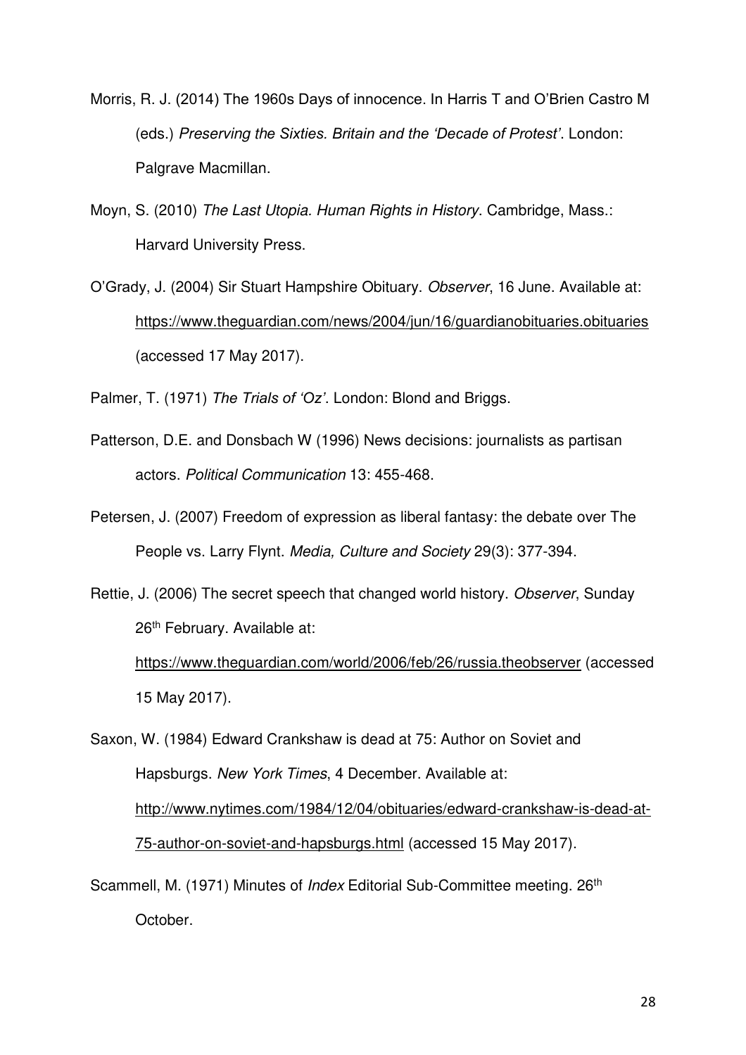Morris, R. J. (2014) The 1960s Days of innocence. In Harris T and O'Brien Castro M (eds.) *Preserving the Sixties. Britain and the 'Decade of Protest'*. London: Palgrave Macmillan.

Moyn, S. (2010) *The Last Utopia. Human Rights in History*. Cambridge, Mass.: Harvard University Press.

O'Grady, J. (2004) Sir Stuart Hampshire Obituary. *Observer*, 16 June. Available at: https://www.theguardian.com/news/2004/jun/16/guardianobituaries.obituaries (accessed 17 May 2017).

Palmer, T. (1971) *The Trials of 'Oz'*. London: Blond and Briggs.

Patterson, D.E. and Donsbach W (1996) News decisions: journalists as partisan actors. *Political Communication* 13: 455-468.

Petersen, J. (2007) Freedom of expression as liberal fantasy: the debate over The People vs. Larry Flynt. *Media, Culture and Society* 29(3): 377-394.

Rettie, J. (2006) The secret speech that changed world history. *Observer*, Sunday 26th February. Available at: https://www.theguardian.com/world/2006/feb/26/russia.theobserver (accessed 15 May 2017).

Saxon, W. (1984) Edward Crankshaw is dead at 75: Author on Soviet and Hapsburgs. *New York Times*, 4 December. Available at: http://www.nytimes.com/1984/12/04/obituaries/edward-crankshaw-is-dead-at-75-author-on-soviet-and-hapsburgs.html (accessed 15 May 2017).

Scammell, M. (1971) Minutes of *Index* Editorial Sub-Committee meeting. 26th October.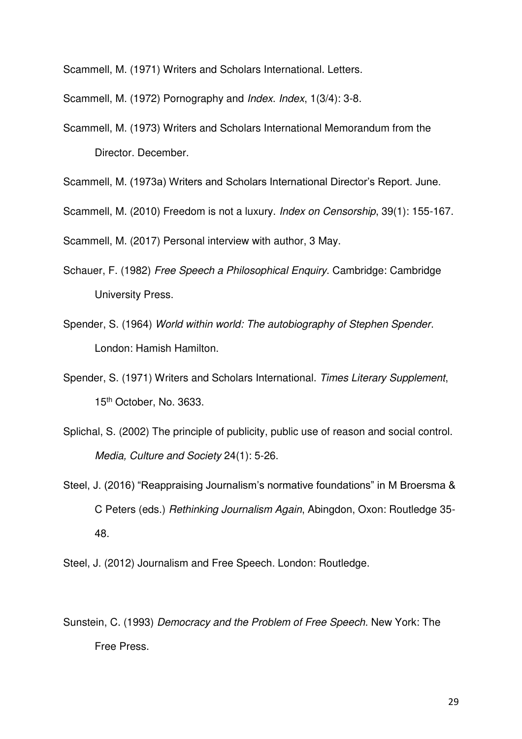Scammell, M. (1971) Writers and Scholars International. Letters.

Scammell, M. (1972) Pornography and *Index*. *Index*, 1(3/4): 3-8.

Scammell, M. (1973) Writers and Scholars International Memorandum from the Director. December.

Scammell, M. (1973a) Writers and Scholars International Director's Report. June.

Scammell, M. (2010) Freedom is not a luxury. *Index on Censorship*, 39(1): 155-167.

Scammell, M. (2017) Personal interview with author, 3 May.

Schauer, F. (1982) *Free Speech a Philosophical Enquiry*. Cambridge: Cambridge University Press.

Spender, S. (1964) *World within world: The autobiography of Stephen Spender*. London: Hamish Hamilton.

Spender, S. (1971) Writers and Scholars International. *Times Literary Supplement*, 15th October, No. 3633.

Splichal, S. (2002) The principle of publicity, public use of reason and social control. *Media, Culture and Society* 24(1): 5-26.

Steel, J. (2016) "Reappraising Journalism's normative foundations" in M Broersma & C Peters (eds.) *Rethinking Journalism Again*, Abingdon, Oxon: Routledge 35-48.

Steel, J. (2012) Journalism and Free Speech. London: Routledge.

Sunstein, C. (1993) *Democracy and the Problem of Free Speech*. New York: The Free Press.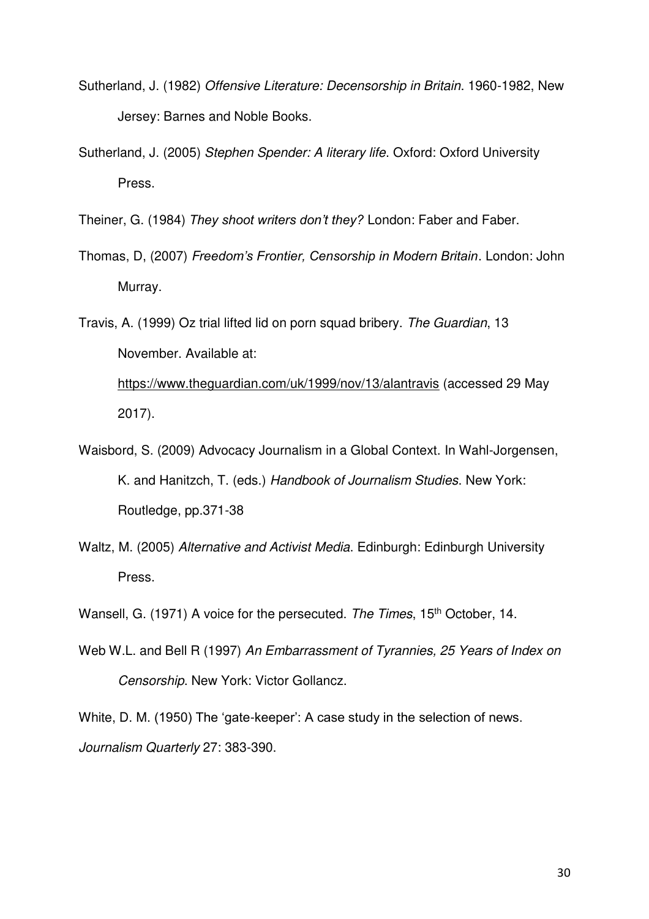Sutherland, J. (1982) *Offensive Literature: Decensorship in Britain*. 1960-1982, New Jersey: Barnes and Noble Books.

Sutherland, J. (2005) *Stephen Spender: A literary life*. Oxford: Oxford University Press.

Theiner, G. (1984) *They shoot writers don't they?* London: Faber and Faber.

Thomas, D, (2007) *Freedom's Frontier, Censorship in Modern Britain*. London: John Murray.

Travis, A. (1999) Oz trial lifted lid on porn squad bribery. *The Guardian*, 13 November. Available at: https://www.theguardian.com/uk/1999/nov/13/alantravis (accessed 29 May 2017).

Waisbord, S. (2009) Advocacy Journalism in a Global Context. In Wahl-Jorgensen, K. and Hanitzch, T. (eds.) *Handbook of Journalism Studies*. New York: Routledge, pp.371-38

Waltz, M. (2005) *Alternative and Activist Media*. Edinburgh: Edinburgh University Press.

Wansell, G. (1971) A voice for the persecuted. *The Times*, 15th October, 14.

Web W.L. and Bell R (1997) *An Embarrassment of Tyrannies, 25 Years of Index on Censorship*. New York: Victor Gollancz.

White, D. M. (1950) The 'gate-keeper': A case study in the selection of news. *Journalism Quarterly* 27: 383-390.